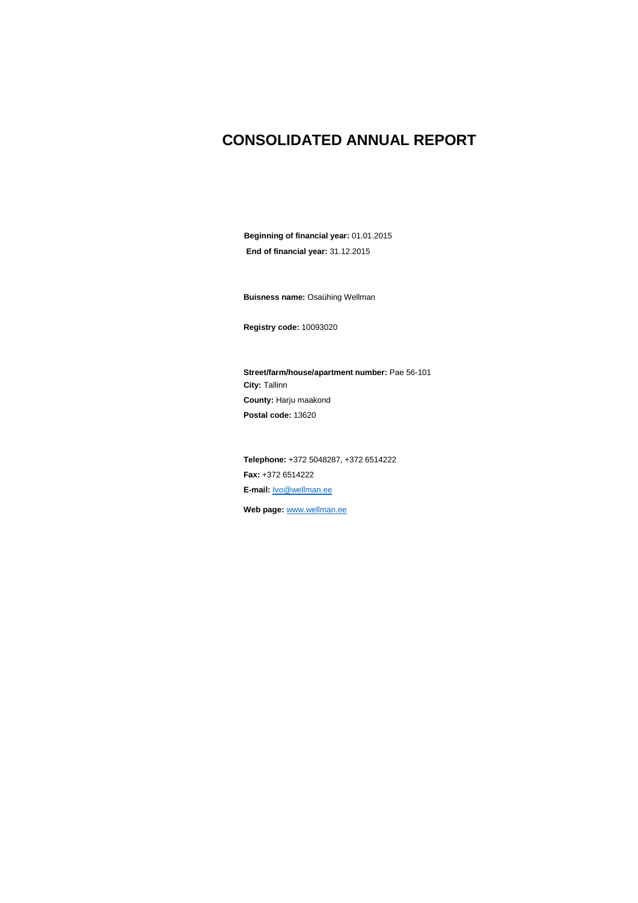# CONSOLIDATED ANNUAL REPORT

**Beginning of financial year:** 01.01.2015

**End of financial year:** 31.12.2015

**Buisness name:** Osaühing Wellman

**Registry code:** 10093020

**Street/farm/house/apartment number:** Pae 56-101

**City:** Tallinn

**County:** Harju maakond

**Postal code:** 13620

**Telephone:** +372 5048287, +372 6514222

**Fax:** +372 6514222

**E-mail:** Ivo@wellman.ee

**Web page:** www.wellman.ee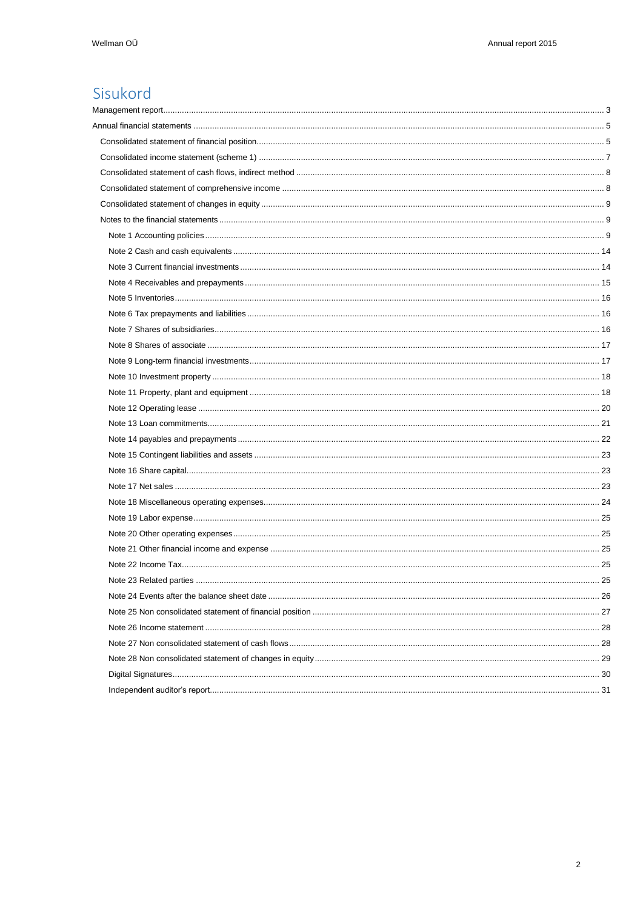# Sisukord

- Management report ... 3
- Annual financial statements ... 5
  - Consolidated statement of financial position ... 5
  - Consolidated income statement (scheme 1) ... 7
  - Consolidated statement of cash flows, indirect method ... 8
  - Consolidated statement of comprehensive income ... 8
  - Consolidated statement of changes in equity ... 9
  - Notes to the financial statements ... 9
    - Note 1 Accounting policies ... 9
    - Note 2 Cash and cash equivalents ... 14
    - Note 3 Current financial investments ... 14
    - Note 4 Receivables and prepayments ... 15
    - Note 5 Inventories ... 16
    - Note 6 Tax prepayments and liabilities ... 16
    - Note 7 Shares of subsidiaries ... 16
    - Note 8 Shares of associate ... 17
    - Note 9 Long-term financial investments ... 17
    - Note 10 Investment property ... 18
    - Note 11 Property, plant and equipment ... 18
    - Note 12 Operating lease ... 20
    - Note 13 Loan commitments ... 21
    - Note 14 payables and prepayments ... 22
    - Note 15 Contingent liabilities and assets ... 23
    - Note 16 Share capital ... 23
    - Note 17 Net sales ... 23
    - Note 18 Miscellaneous operating expenses ... 24
    - Note 19 Labor expense ... 25
    - Note 20 Other operating expenses ... 25
    - Note 21 Other financial income and expense ... 25
    - Note 22 Income Tax ... 25
    - Note 23 Related parties ... 25
    - Note 24 Events after the balance sheet date ... 26
    - Note 25 Non consolidated statement of financial position ... 27
    - Note 26 Income statement ... 28
    - Note 27 Non consolidated statement of cash flows ... 28
    - Note 28 Non consolidated statement of changes in equity ... 29
    - Digital Signatures ... 30
    - Independent auditor's report ... 31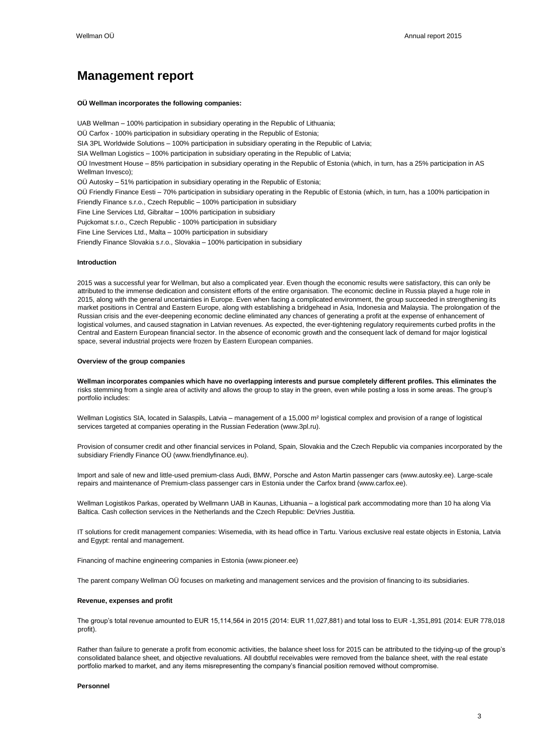# Management report

**OÜ Wellman incorporates the following companies:**

UAB Wellman – 100% participation in subsidiary operating in the Republic of Lithuania;

OÜ Carfox - 100% participation in subsidiary operating in the Republic of Estonia;

SIA 3PL Worldwide Solutions – 100% participation in subsidiary operating in the Republic of Latvia;

SIA Wellman Logistics – 100% participation in subsidiary operating in the Republic of Latvia;

OÜ Investment House – 85% participation in subsidiary operating in the Republic of Estonia (which, in turn, has a 25% participation in AS Wellman Invesco);

OÜ Autosky – 51% participation in subsidiary operating in the Republic of Estonia;

OÜ Friendly Finance Eesti – 70% participation in subsidiary operating in the Republic of Estonia (which, in turn, has a 100% participation in

Friendly Finance s.r.o., Czech Republic – 100% participation in subsidiary

Fine Line Services Ltd, Gibraltar – 100% participation in subsidiary

Pujckomat s.r.o., Czech Republic - 100% participation in subsidiary

Fine Line Services Ltd., Malta – 100% participation in subsidiary

Friendly Finance Slovakia s.r.o., Slovakia – 100% participation in subsidiary

**Introduction**

2015 was a successful year for Wellman, but also a complicated year. Even though the economic results were satisfactory, this can only be attributed to the immense dedication and consistent efforts of the entire organisation. The economic decline in Russia played a huge role in 2015, along with the general uncertainties in Europe. Even when facing a complicated environment, the group succeeded in strengthening its market positions in Central and Eastern Europe, along with establishing a bridgehead in Asia, Indonesia and Malaysia. The prolongation of the Russian crisis and the ever-deepening economic decline eliminated any chances of generating a profit at the expense of enhancement of logistical volumes, and caused stagnation in Latvian revenues. As expected, the ever-tightening regulatory requirements curbed profits in the Central and Eastern European financial sector. In the absence of economic growth and the consequent lack of demand for major logistical space, several industrial projects were frozen by Eastern European companies.

**Overview of the group companies**

**Wellman incorporates companies which have no overlapping interests and pursue completely different profiles. This eliminates the** risks stemming from a single area of activity and allows the group to stay in the green, even while posting a loss in some areas. The group's portfolio includes:

Wellman Logistics SIA, located in Salaspils, Latvia – management of a 15,000 m² logistical complex and provision of a range of logistical services targeted at companies operating in the Russian Federation (www.3pl.ru).

Provision of consumer credit and other financial services in Poland, Spain, Slovakia and the Czech Republic via companies incorporated by the subsidiary Friendly Finance OÜ (www.friendlyfinance.eu).

Import and sale of new and little-used premium-class Audi, BMW, Porsche and Aston Martin passenger cars (www.autosky.ee). Large-scale repairs and maintenance of Premium-class passenger cars in Estonia under the Carfox brand (www.carfox.ee).

Wellman Logistikos Parkas, operated by Wellmann UAB in Kaunas, Lithuania – a logistical park accommodating more than 10 ha along Via Baltica. Cash collection services in the Netherlands and the Czech Republic: DeVries Justitia.

IT solutions for credit management companies: Wisemedia, with its head office in Tartu. Various exclusive real estate objects in Estonia, Latvia and Egypt: rental and management.

Financing of machine engineering companies in Estonia (www.pioneer.ee)

The parent company Wellman OÜ focuses on marketing and management services and the provision of financing to its subsidiaries.

**Revenue, expenses and profit**

The group's total revenue amounted to EUR 15,114,564 in 2015 (2014: EUR 11,027,881) and total loss to EUR -1,351,891 (2014: EUR 778,018 profit).

Rather than failure to generate a profit from economic activities, the balance sheet loss for 2015 can be attributed to the tidying-up of the group's consolidated balance sheet, and objective revaluations. All doubtful receivables were removed from the balance sheet, with the real estate portfolio marked to market, and any items misrepresenting the company's financial position removed without compromise.

**Personnel**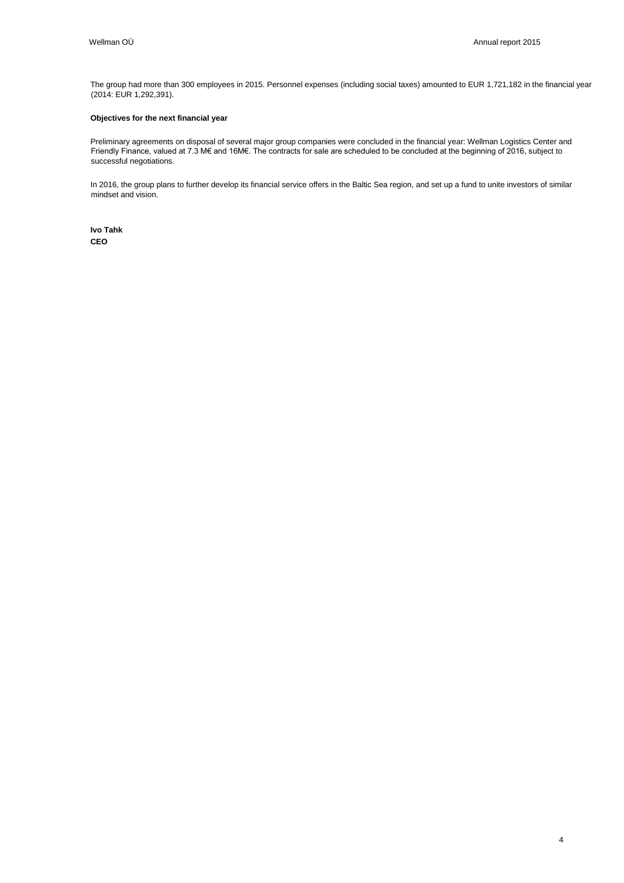The group had more than 300 employees in 2015. Personnel expenses (including social taxes) amounted to EUR 1,721,182 in the financial year (2014: EUR 1,292,391).

**Objectives for the next financial year**

Preliminary agreements on disposal of several major group companies were concluded in the financial year: Wellman Logistics Center and Friendly Finance, valued at 7.3 M€ and 16M€. The contracts for sale are scheduled to be concluded at the beginning of 2016, subject to successful negotiations.

In 2016, the group plans to further develop its financial service offers in the Baltic Sea region, and set up a fund to unite investors of similar mindset and vision.

**Ivo Tahk**
**CEO**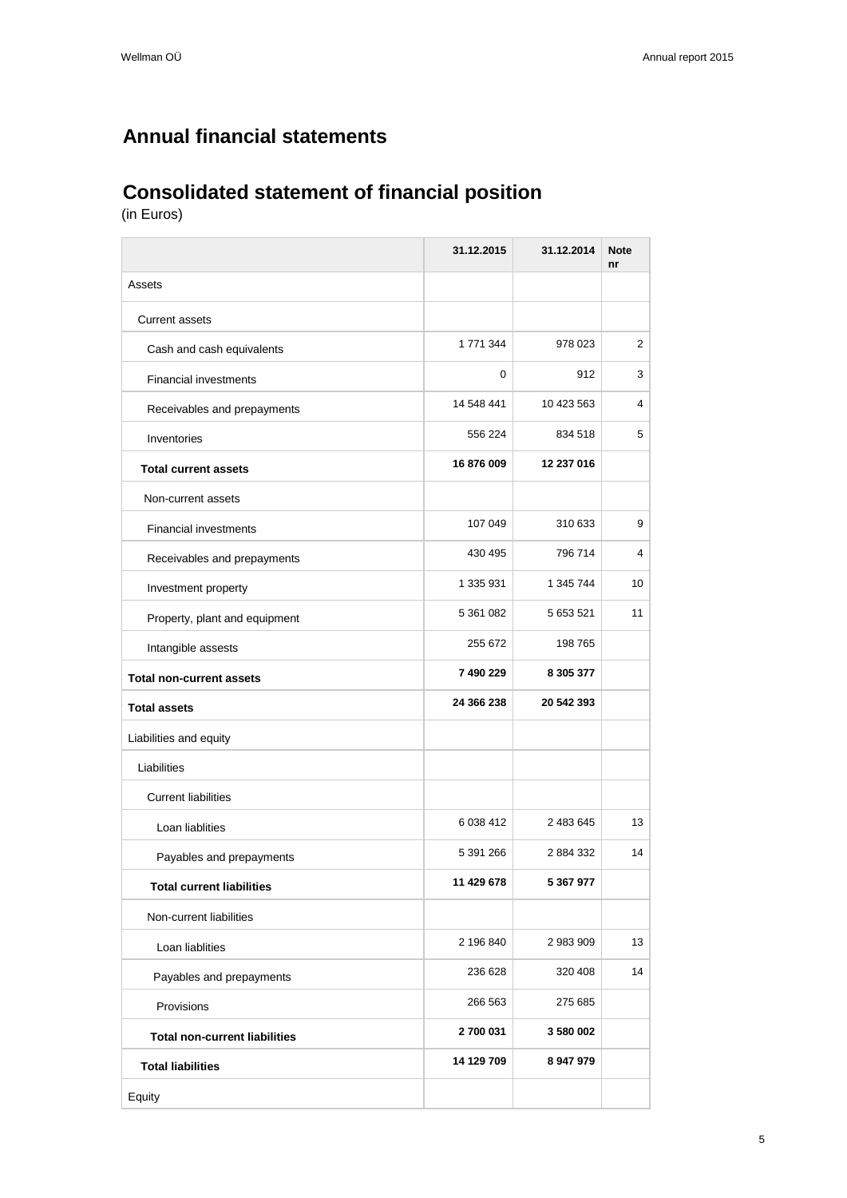# Annual financial statements

## Consolidated statement of financial position

(in Euros)

| | 31.12.2015 | 31.12.2014 | Note nr |
|---|---|---|---|
| Assets | | | |
| Current assets | | | |
| Cash and cash equivalents | 1 771 344 | 978 023 | 2 |
| Financial investments | 0 | 912 | 3 |
| Receivables and prepayments | 14 548 441 | 10 423 563 | 4 |
| Inventories | 556 224 | 834 518 | 5 |
| **Total current assets** | **16 876 009** | **12 237 016** | |
| Non-current assets | | | |
| Financial investments | 107 049 | 310 633 | 9 |
| Receivables and prepayments | 430 495 | 796 714 | 4 |
| Investment property | 1 335 931 | 1 345 744 | 10 |
| Property, plant and equipment | 5 361 082 | 5 653 521 | 11 |
| Intangible assests | 255 672 | 198 765 | |
| **Total non-current assets** | **7 490 229** | **8 305 377** | |
| **Total assets** | **24 366 238** | **20 542 393** | |
| Liabilities and equity | | | |
| Liabilities | | | |
| Current liabilities | | | |
| Loan liablities | 6 038 412 | 2 483 645 | 13 |
| Payables and prepayments | 5 391 266 | 2 884 332 | 14 |
| **Total current liabilities** | **11 429 678** | **5 367 977** | |
| Non-current liabilities | | | |
| Loan liablities | 2 196 840 | 2 983 909 | 13 |
| Payables and prepayments | 236 628 | 320 408 | 14 |
| Provisions | 266 563 | 275 685 | |
| **Total non-current liabilities** | **2 700 031** | **3 580 002** | |
| **Total liabilities** | **14 129 709** | **8 947 979** | |
| Equity | | | |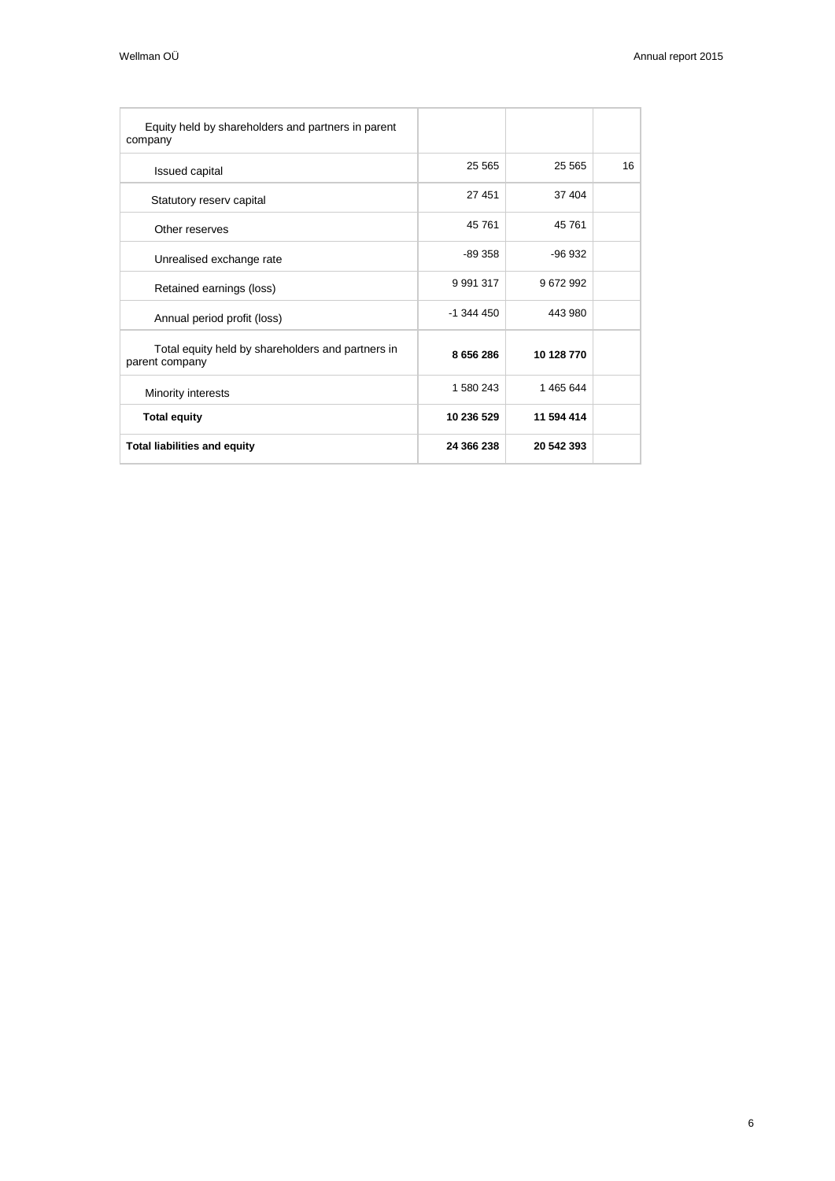| | | | |
|---|---|---|---|
| Equity held by shareholders and partners in parent company | | | |
| Issued capital | 25 565 | 25 565 | 16 |
| Statutory reserv capital | 27 451 | 37 404 | |
| Other reserves | 45 761 | 45 761 | |
| Unrealised exchange rate | -89 358 | -96 932 | |
| Retained earnings (loss) | 9 991 317 | 9 672 992 | |
| Annual period profit (loss) | -1 344 450 | 443 980 | |
| Total equity held by shareholders and partners in parent company | **8 656 286** | **10 128 770** | |
| Minority interests | 1 580 243 | 1 465 644 | |
| **Total equity** | **10 236 529** | **11 594 414** | |
| **Total liabilities and equity** | **24 366 238** | **20 542 393** | |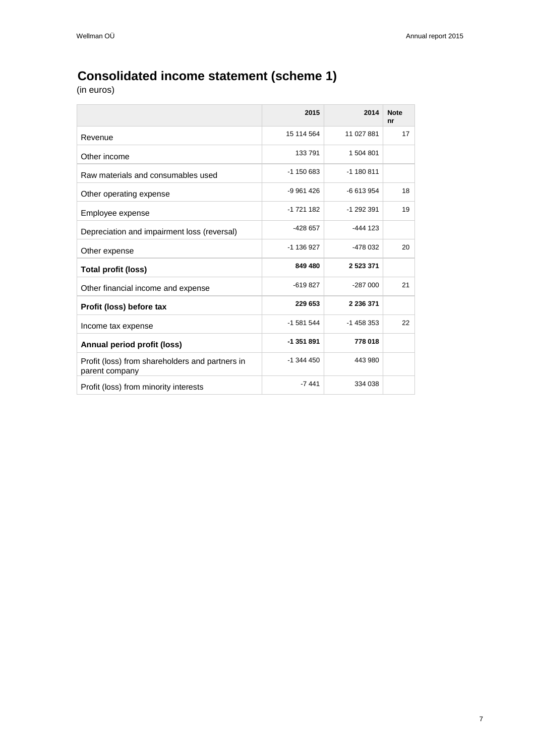# Consolidated income statement (scheme 1)

(in euros)

| | 2015 | 2014 | Note nr |
|---|---|---|---|
| Revenue | 15 114 564 | 11 027 881 | 17 |
| Other income | 133 791 | 1 504 801 | |
| Raw materials and consumables used | -1 150 683 | -1 180 811 | |
| Other operating expense | -9 961 426 | -6 613 954 | 18 |
| Employee expense | -1 721 182 | -1 292 391 | 19 |
| Depreciation and impairment loss (reversal) | -428 657 | -444 123 | |
| Other expense | -1 136 927 | -478 032 | 20 |
| **Total profit (loss)** | **849 480** | **2 523 371** | |
| Other financial income and expense | -619 827 | -287 000 | 21 |
| **Profit (loss) before tax** | **229 653** | **2 236 371** | |
| Income tax expense | -1 581 544 | -1 458 353 | 22 |
| **Annual period profit (loss)** | **-1 351 891** | **778 018** | |
| Profit (loss) from shareholders and partners in parent company | -1 344 450 | 443 980 | |
| Profit (loss) from minority interests | -7 441 | 334 038 | |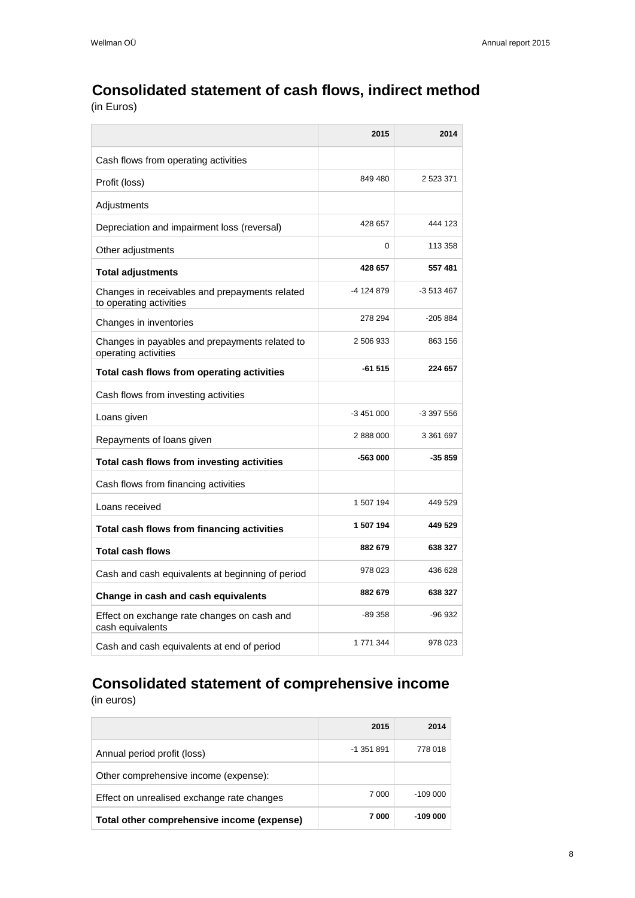## Consolidated statement of cash flows, indirect method

(in Euros)

| | 2015 | 2014 |
|---|---|---|
| Cash flows from operating activities | | |
| Profit (loss) | 849 480 | 2 523 371 |
| Adjustments | | |
| Depreciation and impairment loss (reversal) | 428 657 | 444 123 |
| Other adjustments | 0 | 113 358 |
| **Total adjustments** | **428 657** | **557 481** |
| Changes in receivables and prepayments related to operating activities | -4 124 879 | -3 513 467 |
| Changes in inventories | 278 294 | -205 884 |
| Changes in payables and prepayments related to operating activities | 2 506 933 | 863 156 |
| **Total cash flows from operating activities** | **-61 515** | **224 657** |
| Cash flows from investing activities | | |
| Loans given | -3 451 000 | -3 397 556 |
| Repayments of loans given | 2 888 000 | 3 361 697 |
| **Total cash flows from investing activities** | **-563 000** | **-35 859** |
| Cash flows from financing activities | | |
| Loans received | 1 507 194 | 449 529 |
| **Total cash flows from financing activities** | **1 507 194** | **449 529** |
| **Total cash flows** | **882 679** | **638 327** |
| Cash and cash equivalents at beginning of period | 978 023 | 436 628 |
| **Change in cash and cash equivalents** | **882 679** | **638 327** |
| Effect on exchange rate changes on cash and cash equivalents | -89 358 | -96 932 |
| Cash and cash equivalents at end of period | 1 771 344 | 978 023 |

## Consolidated statement of comprehensive income

(in euros)

| | 2015 | 2014 |
|---|---|---|
| Annual period profit (loss) | -1 351 891 | 778 018 |
| Other comprehensive income (expense): | | |
| Effect on unrealised exchange rate changes | 7 000 | -109 000 |
| **Total other comprehensive income (expense)** | **7 000** | **-109 000** |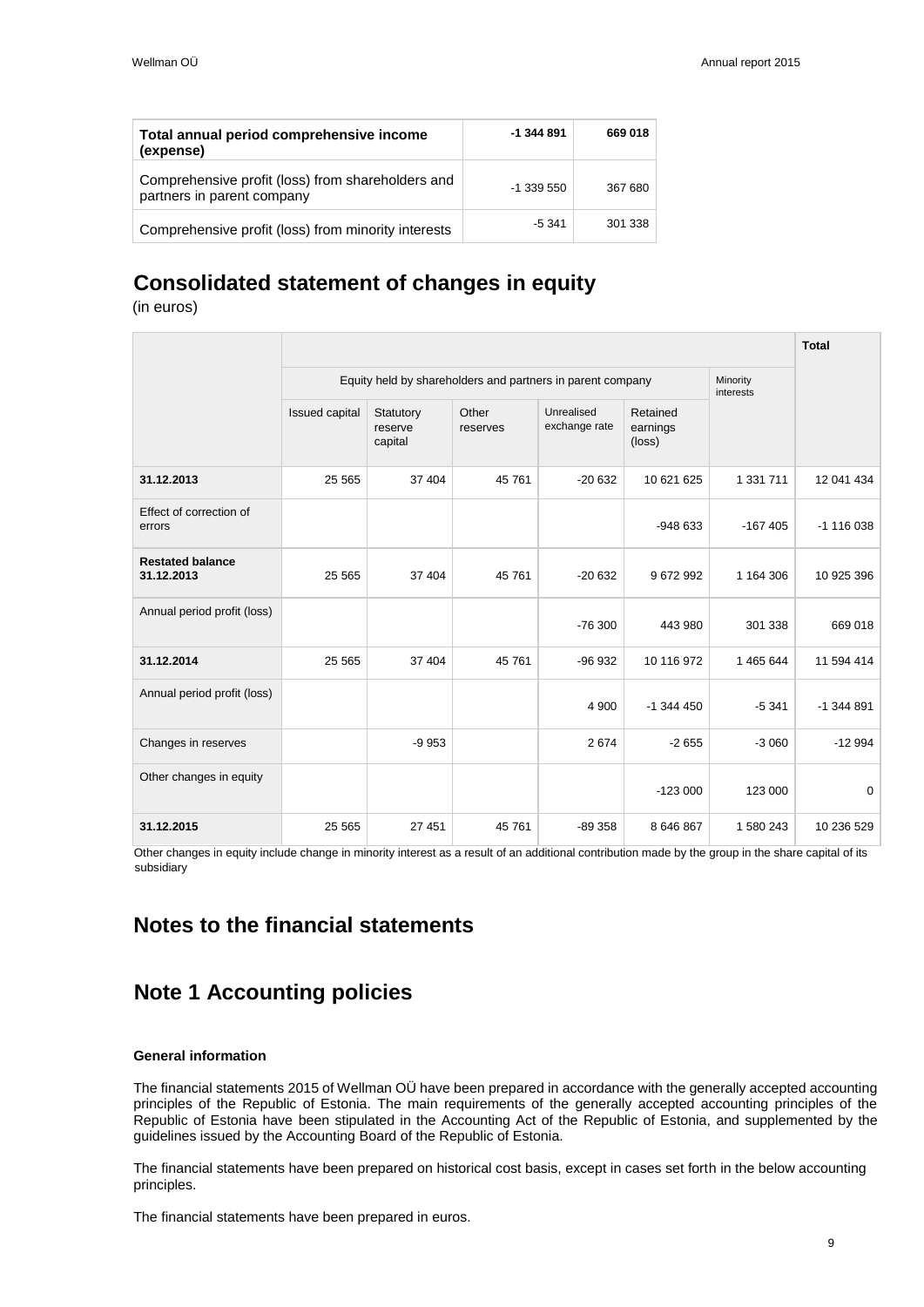| Total annual period comprehensive income (expense) | -1 344 891 | 669 018 |
|---|---|---|
| Comprehensive profit (loss) from shareholders and partners in parent company | -1 339 550 | 367 680 |
| Comprehensive profit (loss) from minority interests | -5 341 | 301 338 |

## Consolidated statement of changes in equity

(in euros)

| | | | | | | | Total |
|---|---|---|---|---|---|---|---|
| | Equity held by shareholders and partners in parent company | | | | | Minority interests | |
| | Issued capital | Statutory reserve capital | Other reserves | Unrealised exchange rate | Retained earnings (loss) | | |
| **31.12.2013** | 25 565 | 37 404 | 45 761 | -20 632 | 10 621 625 | 1 331 711 | 12 041 434 |
| Effect of correction of errors | | | | | -948 633 | -167 405 | -1 116 038 |
| **Restated balance 31.12.2013** | 25 565 | 37 404 | 45 761 | -20 632 | 9 672 992 | 1 164 306 | 10 925 396 |
| Annual period profit (loss) | | | | -76 300 | 443 980 | 301 338 | 669 018 |
| **31.12.2014** | 25 565 | 37 404 | 45 761 | -96 932 | 10 116 972 | 1 465 644 | 11 594 414 |
| Annual period profit (loss) | | | | 4 900 | -1 344 450 | -5 341 | -1 344 891 |
| Changes in reserves | | -9 953 | | 2 674 | -2 655 | -3 060 | -12 994 |
| Other changes in equity | | | | | -123 000 | 123 000 | 0 |
| **31.12.2015** | 25 565 | 27 451 | 45 761 | -89 358 | 8 646 867 | 1 580 243 | 10 236 529 |

Other changes in equity include change in minority interest as a result of an additional contribution made by the group in the share capital of its subsidiary

## Notes to the financial statements

## Note 1 Accounting policies

#### General information

The financial statements 2015 of Wellman OÜ have been prepared in accordance with the generally accepted accounting principles of the Republic of Estonia. The main requirements of the generally accepted accounting principles of the Republic of Estonia have been stipulated in the Accounting Act of the Republic of Estonia, and supplemented by the guidelines issued by the Accounting Board of the Republic of Estonia.

The financial statements have been prepared on historical cost basis, except in cases set forth in the below accounting principles.

The financial statements have been prepared in euros.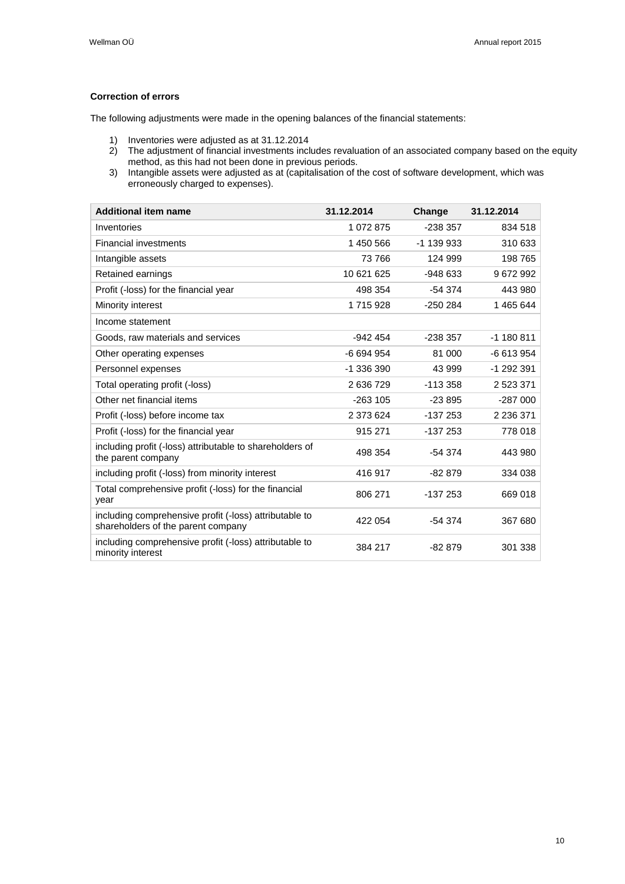**Correction of errors**

The following adjustments were made in the opening balances of the financial statements:

1) Inventories were adjusted as at 31.12.2014
2) The adjustment of financial investments includes revaluation of an associated company based on the equity method, as this had not been done in previous periods.
3) Intangible assets were adjusted as at (capitalisation of the cost of software development, which was erroneously charged to expenses).

| Additional item name | 31.12.2014 | Change | 31.12.2014 |
|---|---|---|---|
| Inventories | 1 072 875 | -238 357 | 834 518 |
| Financial investments | 1 450 566 | -1 139 933 | 310 633 |
| Intangible assets | 73 766 | 124 999 | 198 765 |
| Retained earnings | 10 621 625 | -948 633 | 9 672 992 |
| Profit (-loss) for the financial year | 498 354 | -54 374 | 443 980 |
| Minority interest | 1 715 928 | -250 284 | 1 465 644 |
| Income statement | | | |
| Goods, raw materials and services | -942 454 | -238 357 | -1 180 811 |
| Other operating expenses | -6 694 954 | 81 000 | -6 613 954 |
| Personnel expenses | -1 336 390 | 43 999 | -1 292 391 |
| Total operating profit (-loss) | 2 636 729 | -113 358 | 2 523 371 |
| Other net financial items | -263 105 | -23 895 | -287 000 |
| Profit (-loss) before income tax | 2 373 624 | -137 253 | 2 236 371 |
| Profit (-loss) for the financial year | 915 271 | -137 253 | 778 018 |
| including profit (-loss) attributable to shareholders of the parent company | 498 354 | -54 374 | 443 980 |
| including profit (-loss) from minority interest | 416 917 | -82 879 | 334 038 |
| Total comprehensive profit (-loss) for the financial year | 806 271 | -137 253 | 669 018 |
| including comprehensive profit (-loss) attributable to shareholders of the parent company | 422 054 | -54 374 | 367 680 |
| including comprehensive profit (-loss) attributable to minority interest | 384 217 | -82 879 | 301 338 |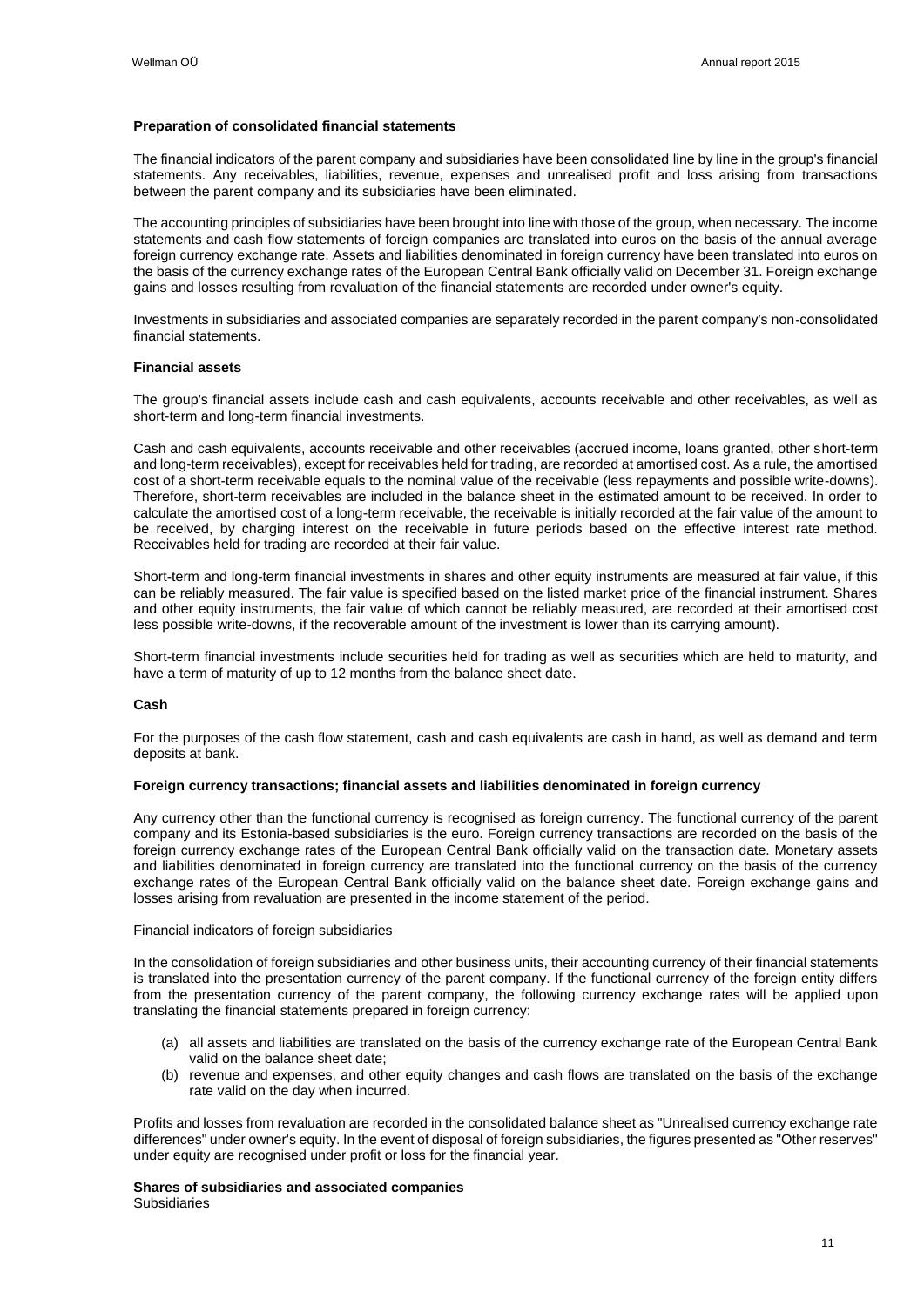**Preparation of consolidated financial statements**

The financial indicators of the parent company and subsidiaries have been consolidated line by line in the group's financial statements. Any receivables, liabilities, revenue, expenses and unrealised profit and loss arising from transactions between the parent company and its subsidiaries have been eliminated.

The accounting principles of subsidiaries have been brought into line with those of the group, when necessary. The income statements and cash flow statements of foreign companies are translated into euros on the basis of the annual average foreign currency exchange rate. Assets and liabilities denominated in foreign currency have been translated into euros on the basis of the currency exchange rates of the European Central Bank officially valid on December 31. Foreign exchange gains and losses resulting from revaluation of the financial statements are recorded under owner's equity.

Investments in subsidiaries and associated companies are separately recorded in the parent company's non-consolidated financial statements.

**Financial assets**

The group's financial assets include cash and cash equivalents, accounts receivable and other receivables, as well as short-term and long-term financial investments.

Cash and cash equivalents, accounts receivable and other receivables (accrued income, loans granted, other short-term and long-term receivables), except for receivables held for trading, are recorded at amortised cost. As a rule, the amortised cost of a short-term receivable equals to the nominal value of the receivable (less repayments and possible write-downs). Therefore, short-term receivables are included in the balance sheet in the estimated amount to be received. In order to calculate the amortised cost of a long-term receivable, the receivable is initially recorded at the fair value of the amount to be received, by charging interest on the receivable in future periods based on the effective interest rate method. Receivables held for trading are recorded at their fair value.

Short-term and long-term financial investments in shares and other equity instruments are measured at fair value, if this can be reliably measured. The fair value is specified based on the listed market price of the financial instrument. Shares and other equity instruments, the fair value of which cannot be reliably measured, are recorded at their amortised cost less possible write-downs, if the recoverable amount of the investment is lower than its carrying amount).

Short-term financial investments include securities held for trading as well as securities which are held to maturity, and have a term of maturity of up to 12 months from the balance sheet date.

**Cash**

For the purposes of the cash flow statement, cash and cash equivalents are cash in hand, as well as demand and term deposits at bank.

**Foreign currency transactions; financial assets and liabilities denominated in foreign currency**

Any currency other than the functional currency is recognised as foreign currency. The functional currency of the parent company and its Estonia-based subsidiaries is the euro. Foreign currency transactions are recorded on the basis of the foreign currency exchange rates of the European Central Bank officially valid on the transaction date. Monetary assets and liabilities denominated in foreign currency are translated into the functional currency on the basis of the currency exchange rates of the European Central Bank officially valid on the balance sheet date. Foreign exchange gains and losses arising from revaluation are presented in the income statement of the period.

Financial indicators of foreign subsidiaries

In the consolidation of foreign subsidiaries and other business units, their accounting currency of their financial statements is translated into the presentation currency of the parent company. If the functional currency of the foreign entity differs from the presentation currency of the parent company, the following currency exchange rates will be applied upon translating the financial statements prepared in foreign currency:

(a) all assets and liabilities are translated on the basis of the currency exchange rate of the European Central Bank valid on the balance sheet date;
(b) revenue and expenses, and other equity changes and cash flows are translated on the basis of the exchange rate valid on the day when incurred.

Profits and losses from revaluation are recorded in the consolidated balance sheet as "Unrealised currency exchange rate differences" under owner's equity. In the event of disposal of foreign subsidiaries, the figures presented as "Other reserves" under equity are recognised under profit or loss for the financial year.

**Shares of subsidiaries and associated companies**

Subsidiaries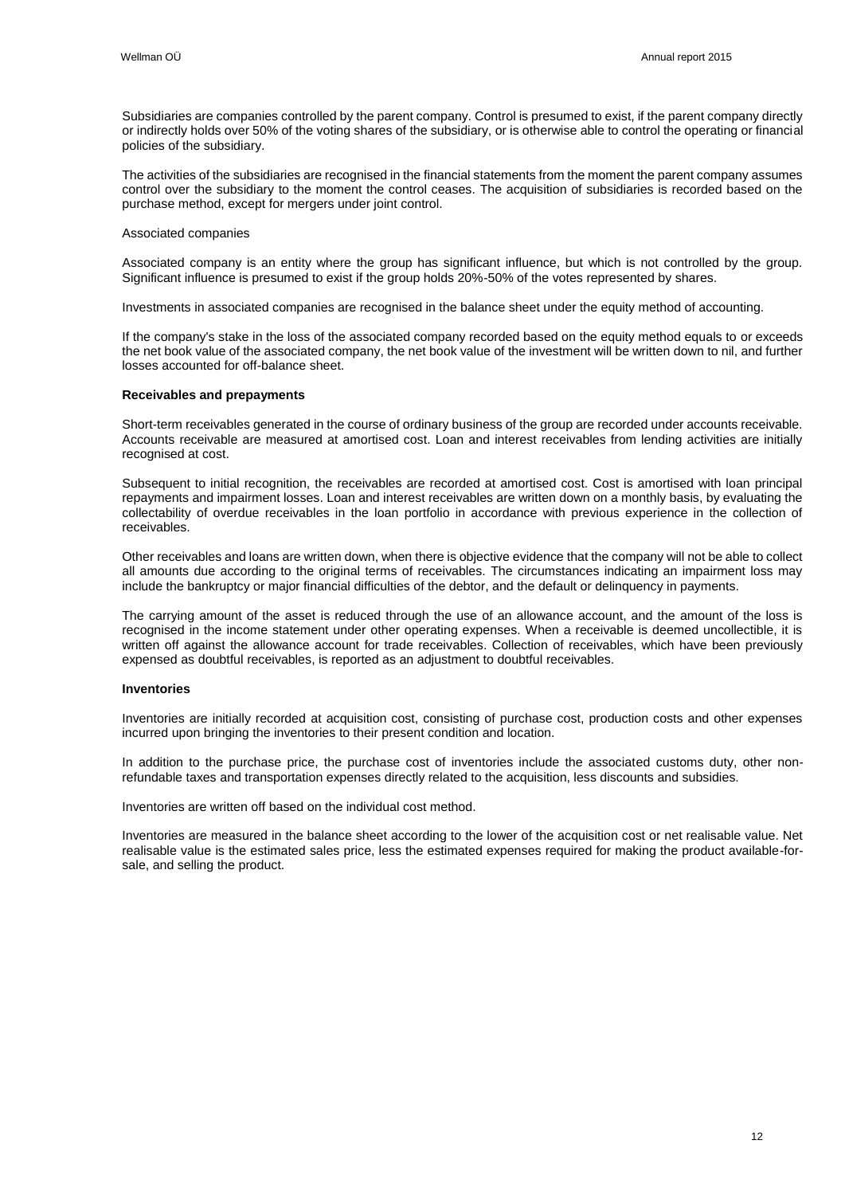Subsidiaries are companies controlled by the parent company. Control is presumed to exist, if the parent company directly or indirectly holds over 50% of the voting shares of the subsidiary, or is otherwise able to control the operating or financial policies of the subsidiary.

The activities of the subsidiaries are recognised in the financial statements from the moment the parent company assumes control over the subsidiary to the moment the control ceases. The acquisition of subsidiaries is recorded based on the purchase method, except for mergers under joint control.

Associated companies

Associated company is an entity where the group has significant influence, but which is not controlled by the group. Significant influence is presumed to exist if the group holds 20%-50% of the votes represented by shares.

Investments in associated companies are recognised in the balance sheet under the equity method of accounting.

If the company's stake in the loss of the associated company recorded based on the equity method equals to or exceeds the net book value of the associated company, the net book value of the investment will be written down to nil, and further losses accounted for off-balance sheet.

**Receivables and prepayments**

Short-term receivables generated in the course of ordinary business of the group are recorded under accounts receivable. Accounts receivable are measured at amortised cost. Loan and interest receivables from lending activities are initially recognised at cost.

Subsequent to initial recognition, the receivables are recorded at amortised cost. Cost is amortised with loan principal repayments and impairment losses. Loan and interest receivables are written down on a monthly basis, by evaluating the collectability of overdue receivables in the loan portfolio in accordance with previous experience in the collection of receivables.

Other receivables and loans are written down, when there is objective evidence that the company will not be able to collect all amounts due according to the original terms of receivables. The circumstances indicating an impairment loss may include the bankruptcy or major financial difficulties of the debtor, and the default or delinquency in payments.

The carrying amount of the asset is reduced through the use of an allowance account, and the amount of the loss is recognised in the income statement under other operating expenses. When a receivable is deemed uncollectible, it is written off against the allowance account for trade receivables. Collection of receivables, which have been previously expensed as doubtful receivables, is reported as an adjustment to doubtful receivables.

**Inventories**

Inventories are initially recorded at acquisition cost, consisting of purchase cost, production costs and other expenses incurred upon bringing the inventories to their present condition and location.

In addition to the purchase price, the purchase cost of inventories include the associated customs duty, other non-refundable taxes and transportation expenses directly related to the acquisition, less discounts and subsidies.

Inventories are written off based on the individual cost method.

Inventories are measured in the balance sheet according to the lower of the acquisition cost or net realisable value. Net realisable value is the estimated sales price, less the estimated expenses required for making the product available-for-sale, and selling the product.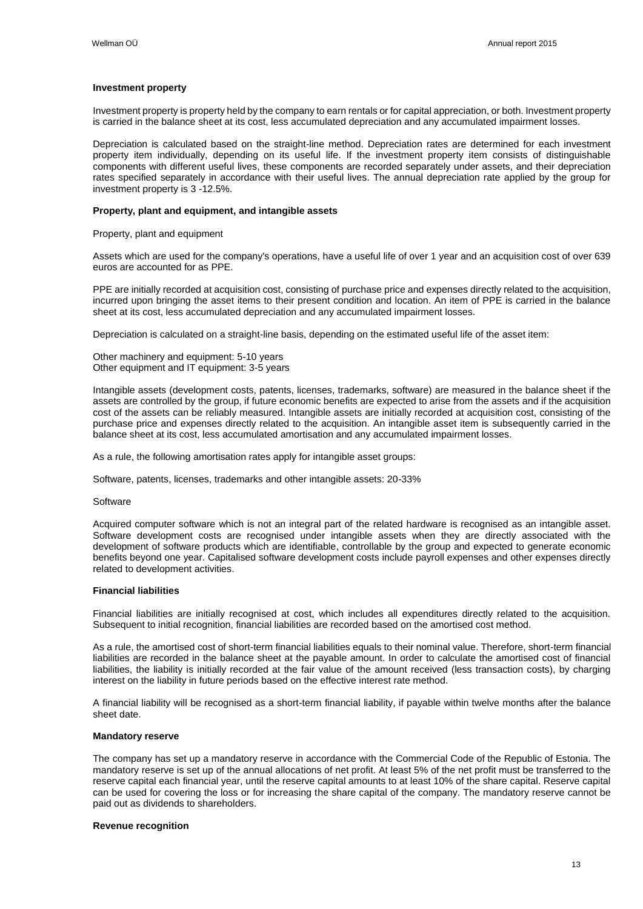### Investment property

Investment property is property held by the company to earn rentals or for capital appreciation, or both. Investment property is carried in the balance sheet at its cost, less accumulated depreciation and any accumulated impairment losses.

Depreciation is calculated based on the straight-line method. Depreciation rates are determined for each investment property item individually, depending on its useful life. If the investment property item consists of distinguishable components with different useful lives, these components are recorded separately under assets, and their depreciation rates specified separately in accordance with their useful lives. The annual depreciation rate applied by the group for investment property is 3 -12.5%.

### Property, plant and equipment, and intangible assets

Property, plant and equipment

Assets which are used for the company's operations, have a useful life of over 1 year and an acquisition cost of over 639 euros are accounted for as PPE.

PPE are initially recorded at acquisition cost, consisting of purchase price and expenses directly related to the acquisition, incurred upon bringing the asset items to their present condition and location. An item of PPE is carried in the balance sheet at its cost, less accumulated depreciation and any accumulated impairment losses.

Depreciation is calculated on a straight-line basis, depending on the estimated useful life of the asset item:

Other machinery and equipment: 5-10 years
Other equipment and IT equipment: 3-5 years

Intangible assets (development costs, patents, licenses, trademarks, software) are measured in the balance sheet if the assets are controlled by the group, if future economic benefits are expected to arise from the assets and if the acquisition cost of the assets can be reliably measured. Intangible assets are initially recorded at acquisition cost, consisting of the purchase price and expenses directly related to the acquisition. An intangible asset item is subsequently carried in the balance sheet at its cost, less accumulated amortisation and any accumulated impairment losses.

As a rule, the following amortisation rates apply for intangible asset groups:

Software, patents, licenses, trademarks and other intangible assets: 20-33%

Software

Acquired computer software which is not an integral part of the related hardware is recognised as an intangible asset. Software development costs are recognised under intangible assets when they are directly associated with the development of software products which are identifiable, controllable by the group and expected to generate economic benefits beyond one year. Capitalised software development costs include payroll expenses and other expenses directly related to development activities.

### Financial liabilities

Financial liabilities are initially recognised at cost, which includes all expenditures directly related to the acquisition. Subsequent to initial recognition, financial liabilities are recorded based on the amortised cost method.

As a rule, the amortised cost of short-term financial liabilities equals to their nominal value. Therefore, short-term financial liabilities are recorded in the balance sheet at the payable amount. In order to calculate the amortised cost of financial liabilities, the liability is initially recorded at the fair value of the amount received (less transaction costs), by charging interest on the liability in future periods based on the effective interest rate method.

A financial liability will be recognised as a short-term financial liability, if payable within twelve months after the balance sheet date.

### Mandatory reserve

The company has set up a mandatory reserve in accordance with the Commercial Code of the Republic of Estonia. The mandatory reserve is set up of the annual allocations of net profit. At least 5% of the net profit must be transferred to the reserve capital each financial year, until the reserve capital amounts to at least 10% of the share capital. Reserve capital can be used for covering the loss or for increasing the share capital of the company. The mandatory reserve cannot be paid out as dividends to shareholders.

### Revenue recognition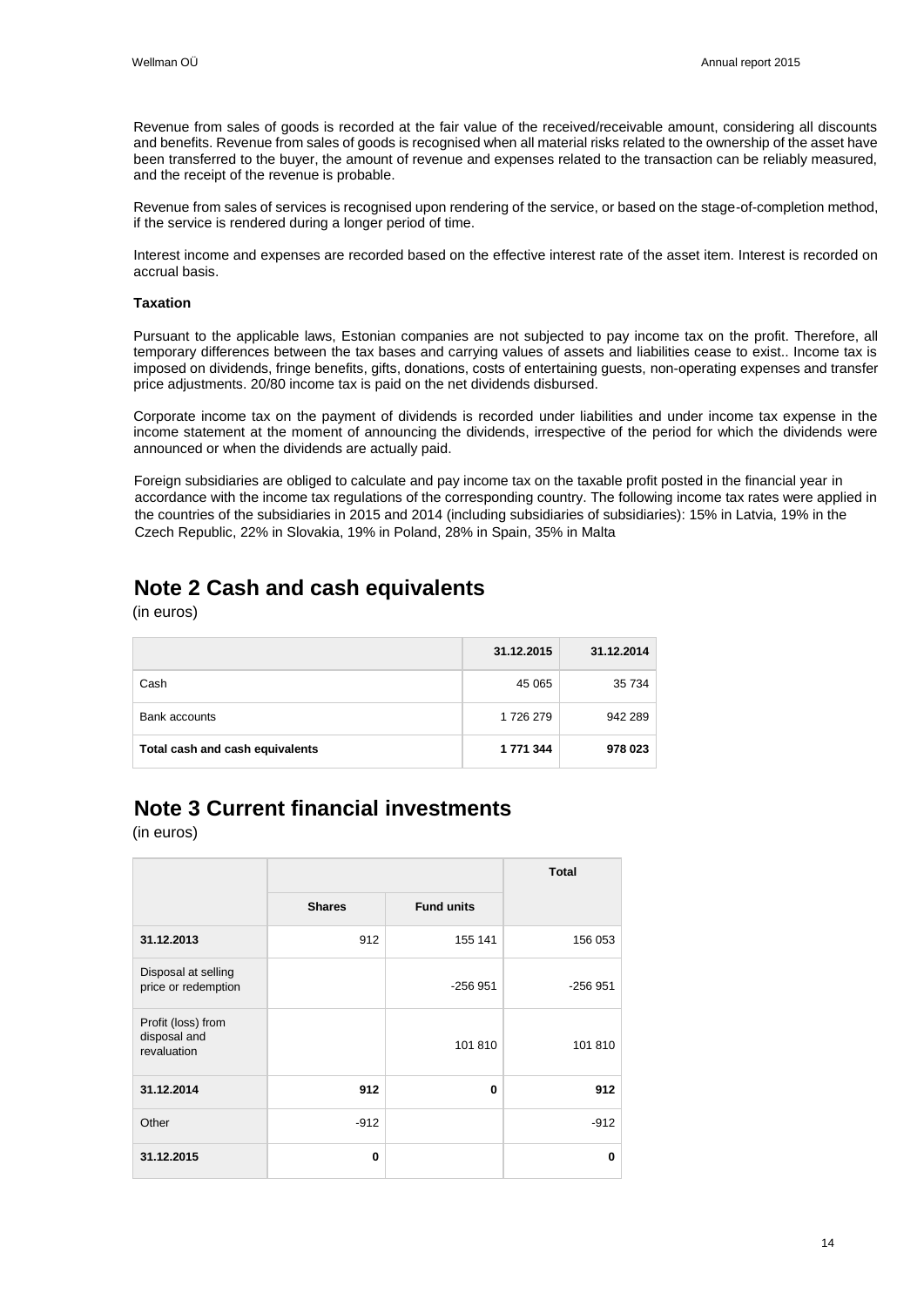Revenue from sales of goods is recorded at the fair value of the received/receivable amount, considering all discounts and benefits. Revenue from sales of goods is recognised when all material risks related to the ownership of the asset have been transferred to the buyer, the amount of revenue and expenses related to the transaction can be reliably measured, and the receipt of the revenue is probable.

Revenue from sales of services is recognised upon rendering of the service, or based on the stage-of-completion method, if the service is rendered during a longer period of time.

Interest income and expenses are recorded based on the effective interest rate of the asset item. Interest is recorded on accrual basis.

**Taxation**

Pursuant to the applicable laws, Estonian companies are not subjected to pay income tax on the profit. Therefore, all temporary differences between the tax bases and carrying values of assets and liabilities cease to exist.. Income tax is imposed on dividends, fringe benefits, gifts, donations, costs of entertaining guests, non-operating expenses and transfer price adjustments. 20/80 income tax is paid on the net dividends disbursed.

Corporate income tax on the payment of dividends is recorded under liabilities and under income tax expense in the income statement at the moment of announcing the dividends, irrespective of the period for which the dividends were announced or when the dividends are actually paid.

Foreign subsidiaries are obliged to calculate and pay income tax on the taxable profit posted in the financial year in accordance with the income tax regulations of the corresponding country. The following income tax rates were applied in the countries of the subsidiaries in 2015 and 2014 (including subsidiaries of subsidiaries): 15% in Latvia, 19% in the Czech Republic, 22% in Slovakia, 19% in Poland, 28% in Spain, 35% in Malta

## Note 2 Cash and cash equivalents

(in euros)

| | 31.12.2015 | 31.12.2014 |
|---|---|---|
| Cash | 45 065 | 35 734 |
| Bank accounts | 1 726 279 | 942 289 |
| **Total cash and cash equivalents** | **1 771 344** | **978 023** |

## Note 3 Current financial investments

(in euros)

| | | | Total |
|---|---|---|---|
| | Shares | Fund units | |
| **31.12.2013** | 912 | 155 141 | 156 053 |
| Disposal at selling price or redemption | | -256 951 | -256 951 |
| Profit (loss) from disposal and revaluation | | 101 810 | 101 810 |
| **31.12.2014** | **912** | **0** | **912** |
| Other | -912 | | -912 |
| **31.12.2015** | **0** | | **0** |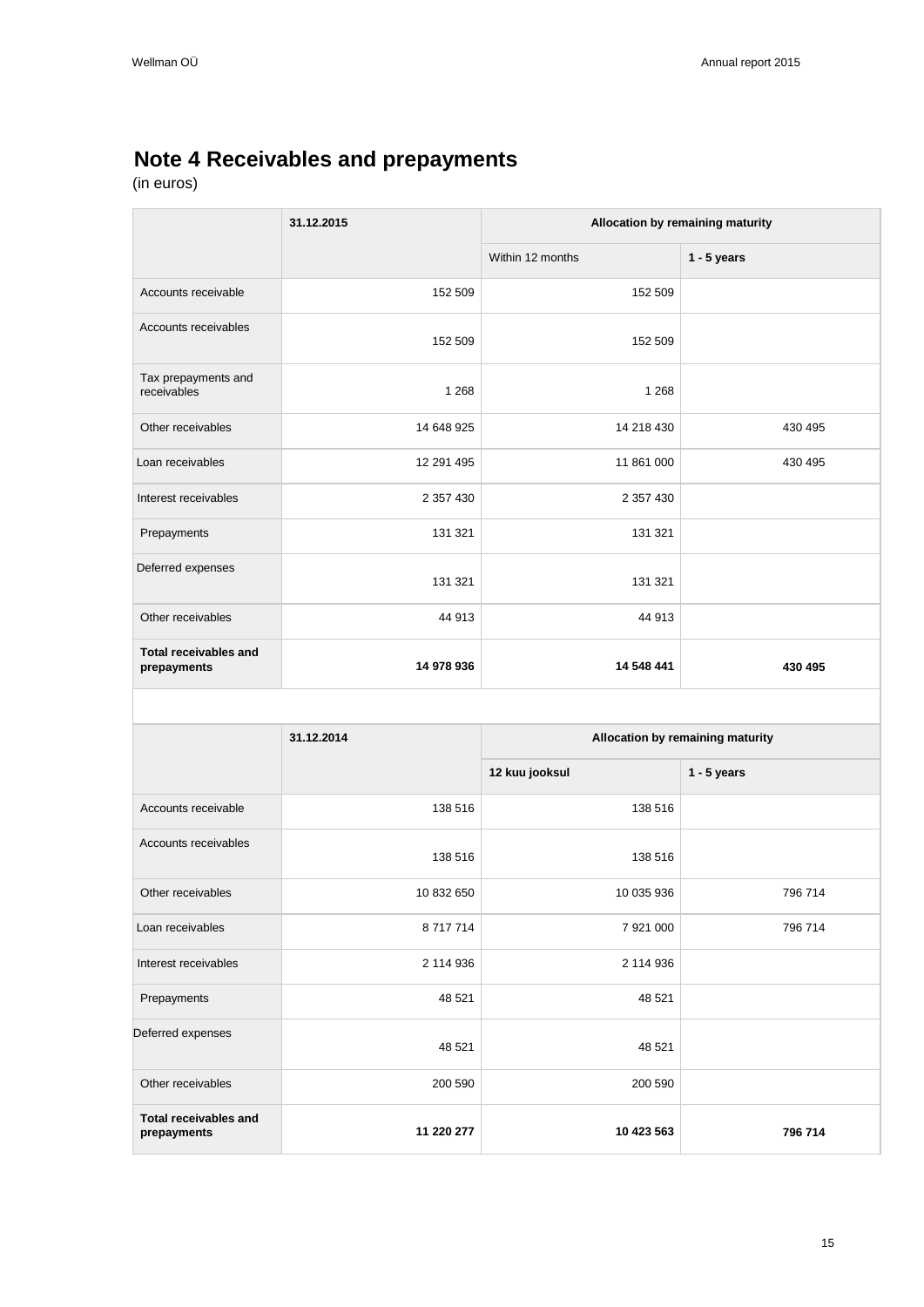## Note 4 Receivables and prepayments

(in euros)

| | 31.12.2015 | Allocation by remaining maturity | |
|---|---|---|---|
| | | Within 12 months | 1 - 5 years |
| Accounts receivable | 152 509 | 152 509 | |
| Accounts receivables | 152 509 | 152 509 | |
| Tax prepayments and receivables | 1 268 | 1 268 | |
| Other receivables | 14 648 925 | 14 218 430 | 430 495 |
| Loan receivables | 12 291 495 | 11 861 000 | 430 495 |
| Interest receivables | 2 357 430 | 2 357 430 | |
| Prepayments | 131 321 | 131 321 | |
| Deferred expenses | 131 321 | 131 321 | |
| Other receivables | 44 913 | 44 913 | |
| **Total receivables and prepayments** | **14 978 936** | **14 548 441** | **430 495** |

| | 31.12.2014 | Allocation by remaining maturity | |
|---|---|---|---|
| | | 12 kuu jooksul | 1 - 5 years |
| Accounts receivable | 138 516 | 138 516 | |
| Accounts receivables | 138 516 | 138 516 | |
| Other receivables | 10 832 650 | 10 035 936 | 796 714 |
| Loan receivables | 8 717 714 | 7 921 000 | 796 714 |
| Interest receivables | 2 114 936 | 2 114 936 | |
| Prepayments | 48 521 | 48 521 | |
| Deferred expenses | 48 521 | 48 521 | |
| Other receivables | 200 590 | 200 590 | |
| **Total receivables and prepayments** | **11 220 277** | **10 423 563** | **796 714** |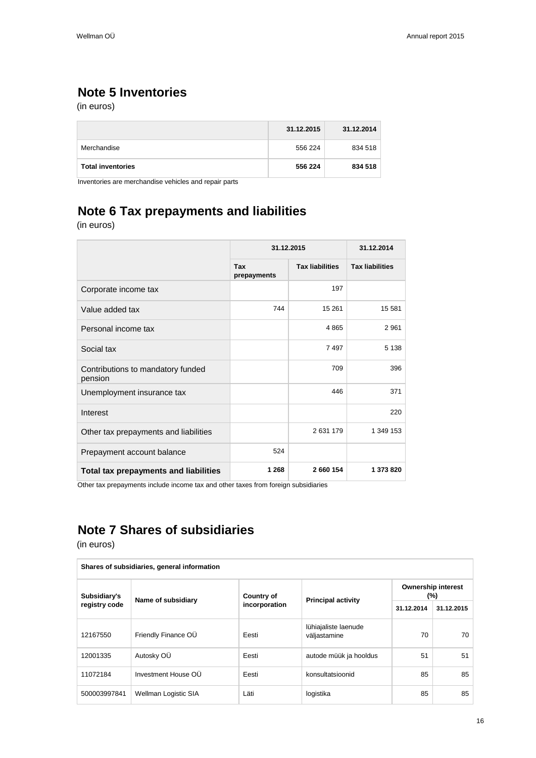## Note 5 Inventories

(in euros)

| | 31.12.2015 | 31.12.2014 |
|---|---|---|
| Merchandise | 556 224 | 834 518 |
| **Total inventories** | **556 224** | **834 518** |

Inventories are merchandise vehicles and repair parts

## Note 6 Tax prepayments and liabilities

(in euros)

| | 31.12.2015 | | 31.12.2014 |
|---|---|---|---|
| | Tax prepayments | Tax liabilities | Tax liabilities |
| Corporate income tax | | 197 | |
| Value added tax | 744 | 15 261 | 15 581 |
| Personal income tax | | 4 865 | 2 961 |
| Social tax | | 7 497 | 5 138 |
| Contributions to mandatory funded pension | | 709 | 396 |
| Unemployment insurance tax | | 446 | 371 |
| Interest | | | 220 |
| Other tax prepayments and liabilities | | 2 631 179 | 1 349 153 |
| Prepayment account balance | 524 | | |
| **Total tax prepayments and liabilities** | **1 268** | **2 660 154** | **1 373 820** |

Other tax prepayments include income tax and other taxes from foreign subsidiaries

## Note 7 Shares of subsidiaries

(in euros)

| Shares of subsidiaries, general information | | | | | |
|---|---|---|---|---|---|
| Subsidiary's registry code | Name of subsidiary | Country of incorporation | Principal activity | Ownership interest (%) | |
| | | | | 31.12.2014 | 31.12.2015 |
| 12167550 | Friendly Finance OÜ | Eesti | lühiajaliste laenude väljastamine | 70 | 70 |
| 12001335 | Autosky OÜ | Eesti | autode müük ja hooldus | 51 | 51 |
| 11072184 | Investment House OÜ | Eesti | konsultatsioonid | 85 | 85 |
| 500003997841 | Wellman Logistic SIA | Läti | logistika | 85 | 85 |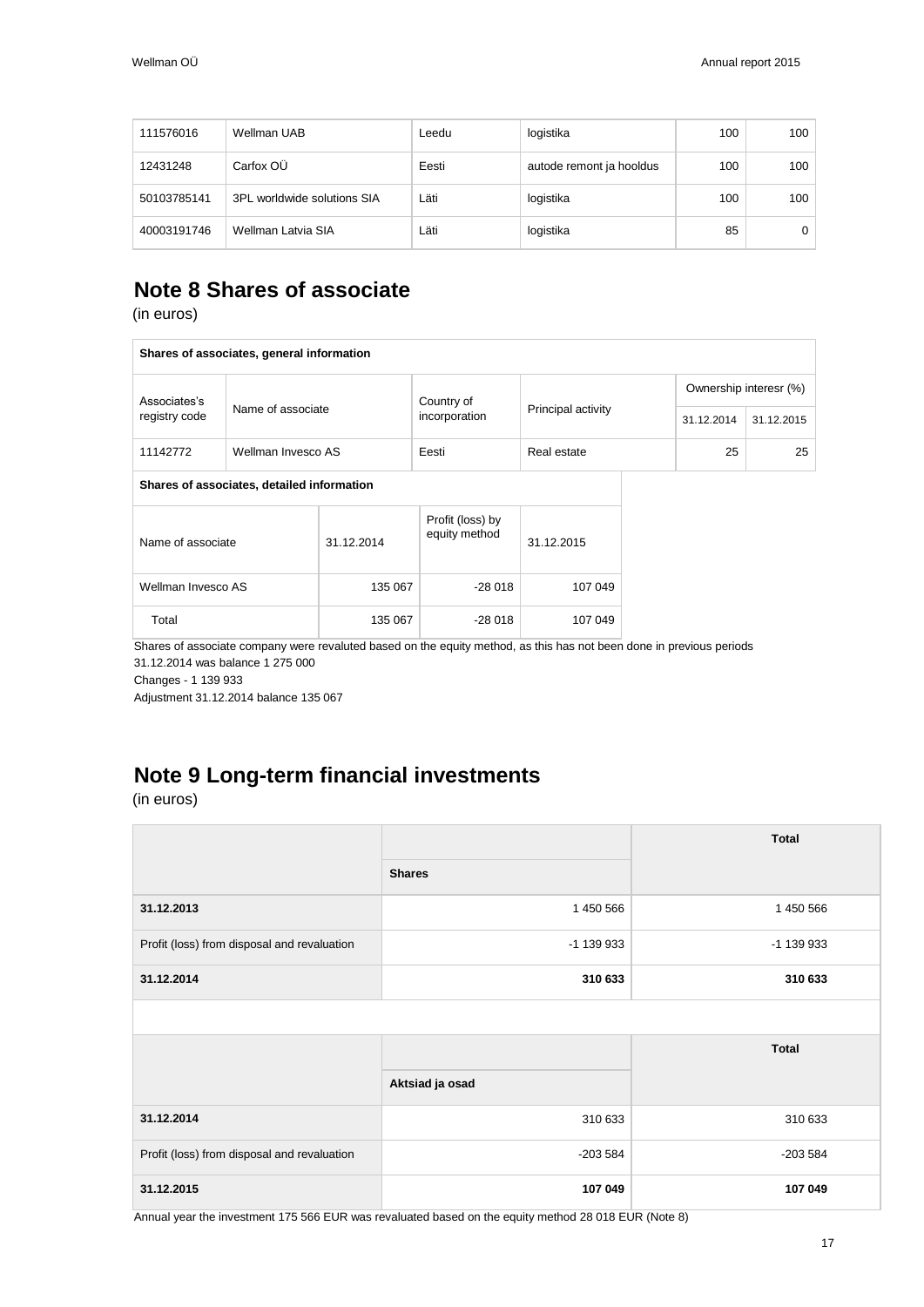| | | | | | |
|---|---|---|---|---|---|
| 111576016 | Wellman UAB | Leedu | logistika | 100 | 100 |
| 12431248 | Carfox OÜ | Eesti | autode remont ja hooldus | 100 | 100 |
| 50103785141 | 3PL worldwide solutions SIA | Läti | logistika | 100 | 100 |
| 40003191746 | Wellman Latvia SIA | Läti | logistika | 85 | 0 |

## Note 8 Shares of associate

(in euros)

| Shares of associates, general information | | | | | |
|---|---|---|---|---|---|
| Associates's registry code | Name of associate | Country of incorporation | Principal activity | Ownership interesr (%) | |
| | | | | 31.12.2014 | 31.12.2015 |
| 11142772 | Wellman Invesco AS | Eesti | Real estate | 25 | 25 |

| Shares of associates, detailed information | | | |
|---|---|---|---|
| Name of associate | 31.12.2014 | Profit (loss) by equity method | 31.12.2015 |
| Wellman Invesco AS | 135 067 | -28 018 | 107 049 |
| Total | 135 067 | -28 018 | 107 049 |

Shares of associate company were revaluted based on the equity method, as this has not been done in previous periods

31.12.2014 was balance 1 275 000

Changes - 1 139 933

Adjustment 31.12.2014 balance 135 067

## Note 9 Long-term financial investments

(in euros)

| | Shares | Total |
|---|---|---|
| **31.12.2013** | 1 450 566 | 1 450 566 |
| Profit (loss) from disposal and revaluation | -1 139 933 | -1 139 933 |
| **31.12.2014** | **310 633** | **310 633** |

| | Aktsiad ja osad | Total |
|---|---|---|
| **31.12.2014** | 310 633 | 310 633 |
| Profit (loss) from disposal and revaluation | -203 584 | -203 584 |
| **31.12.2015** | **107 049** | **107 049** |

Annual year the investment 175 566 EUR was revaluated based on the equity method 28 018 EUR (Note 8)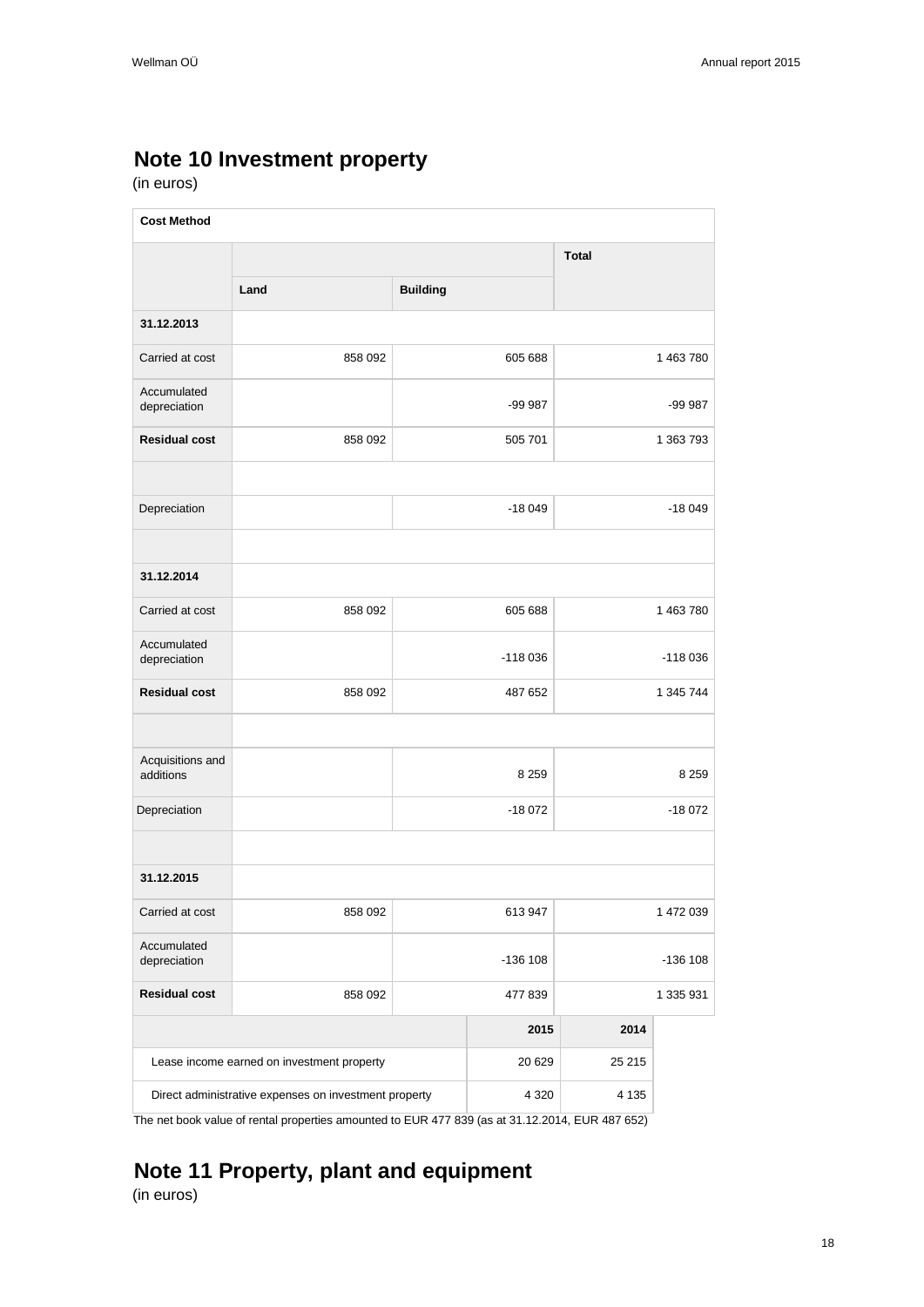## Note 10 Investment property

(in euros)

| Cost Method | | | |
|---|---|---|---|
| | | | Total |
| | Land | Building | |
| **31.12.2013** | | | |
| Carried at cost | 858 092 | 605 688 | 1 463 780 |
| Accumulated depreciation | | -99 987 | -99 987 |
| **Residual cost** | 858 092 | 505 701 | 1 363 793 |
| | | | |
| Depreciation | | -18 049 | -18 049 |
| | | | |
| **31.12.2014** | | | |
| Carried at cost | 858 092 | 605 688 | 1 463 780 |
| Accumulated depreciation | | -118 036 | -118 036 |
| **Residual cost** | 858 092 | 487 652 | 1 345 744 |
| | | | |
| Acquisitions and additions | | 8 259 | 8 259 |
| Depreciation | | -18 072 | -18 072 |
| | | | |
| **31.12.2015** | | | |
| Carried at cost | 858 092 | 613 947 | 1 472 039 |
| Accumulated depreciation | | -136 108 | -136 108 |
| **Residual cost** | 858 092 | 477 839 | 1 335 931 |

| | 2015 | 2014 |
|---|---|---|
| Lease income earned on investment property | 20 629 | 25 215 |
| Direct administrative expenses on investment property | 4 320 | 4 135 |

The net book value of rental properties amounted to EUR 477 839 (as at 31.12.2014, EUR 487 652)

## Note 11 Property, plant and equipment

(in euros)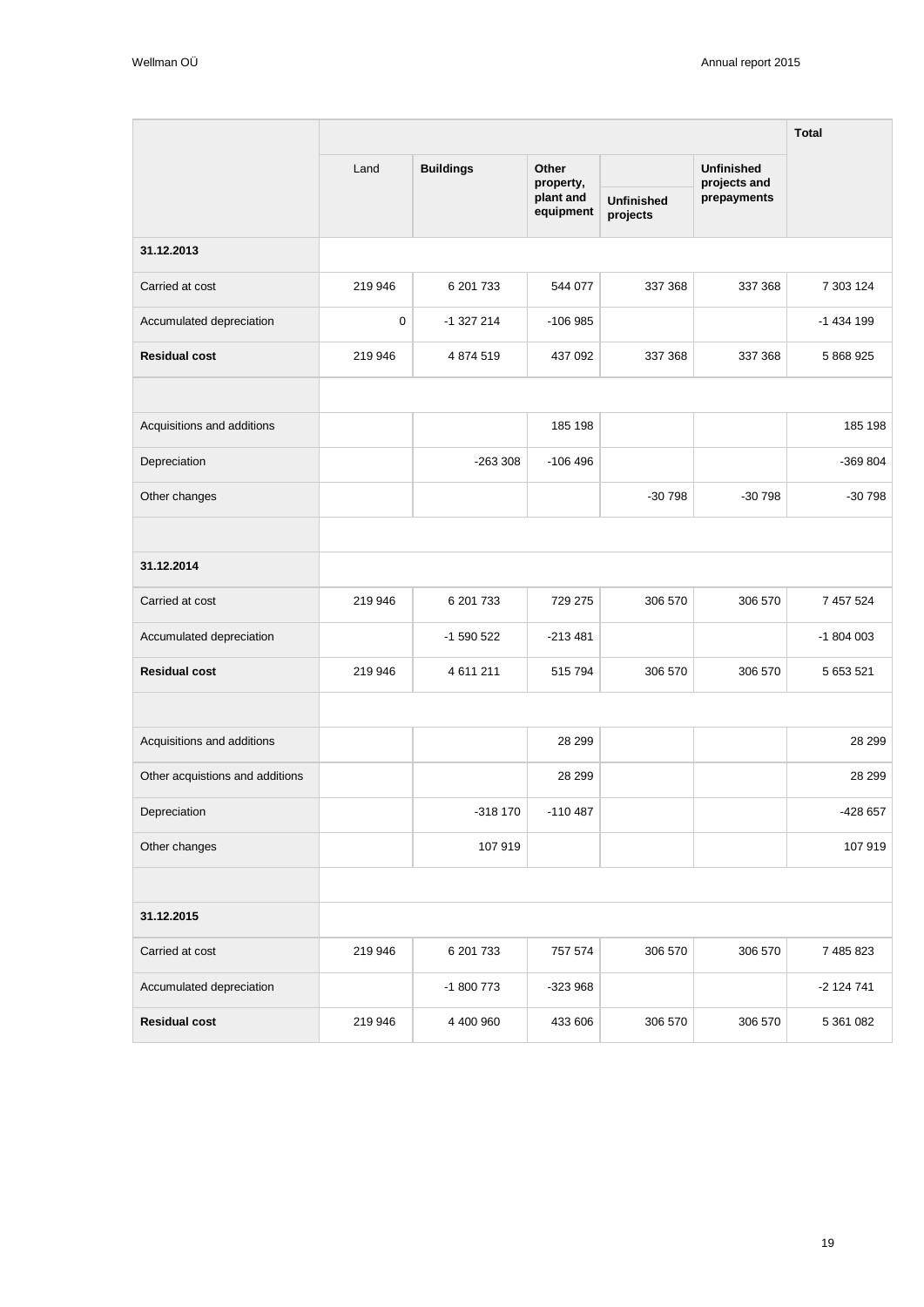| | | | | | | Total |
|---|---|---|---|---|---|---|
| | Land | Buildings | Other property, plant and equipment | Unfinished projects | Unfinished projects and prepayments | |
| **31.12.2013** | | | | | | |
| Carried at cost | 219 946 | 6 201 733 | 544 077 | 337 368 | 337 368 | 7 303 124 |
| Accumulated depreciation | 0 | -1 327 214 | -106 985 | | | -1 434 199 |
| **Residual cost** | 219 946 | 4 874 519 | 437 092 | 337 368 | 337 368 | 5 868 925 |
| | | | | | | |
| Acquisitions and additions | | | 185 198 | | | 185 198 |
| Depreciation | | -263 308 | -106 496 | | | -369 804 |
| Other changes | | | | -30 798 | -30 798 | -30 798 |
| | | | | | | |
| **31.12.2014** | | | | | | |
| Carried at cost | 219 946 | 6 201 733 | 729 275 | 306 570 | 306 570 | 7 457 524 |
| Accumulated depreciation | | -1 590 522 | -213 481 | | | -1 804 003 |
| **Residual cost** | 219 946 | 4 611 211 | 515 794 | 306 570 | 306 570 | 5 653 521 |
| | | | | | | |
| Acquisitions and additions | | | 28 299 | | | 28 299 |
| Other acquistions and additions | | | 28 299 | | | 28 299 |
| Depreciation | | -318 170 | -110 487 | | | -428 657 |
| Other changes | | 107 919 | | | | 107 919 |
| | | | | | | |
| **31.12.2015** | | | | | | |
| Carried at cost | 219 946 | 6 201 733 | 757 574 | 306 570 | 306 570 | 7 485 823 |
| Accumulated depreciation | | -1 800 773 | -323 968 | | | -2 124 741 |
| **Residual cost** | 219 946 | 4 400 960 | 433 606 | 306 570 | 306 570 | 5 361 082 |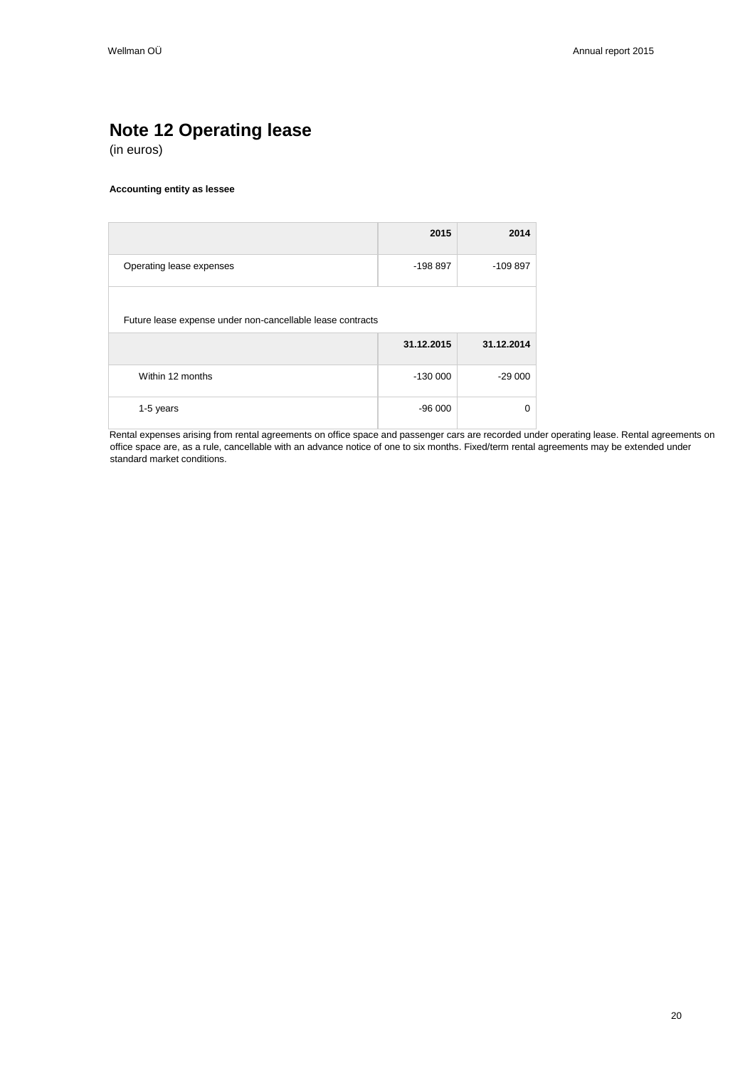# Note 12 Operating lease

(in euros)

**Accounting entity as lessee**

| | 2015 | 2014 |
|---|---|---|
| Operating lease expenses | -198 897 | -109 897 |

Future lease expense under non-cancellable lease contracts

| | 31.12.2015 | 31.12.2014 |
|---|---|---|
| Within 12 months | -130 000 | -29 000 |
| 1-5 years | -96 000 | 0 |

Rental expenses arising from rental agreements on office space and passenger cars are recorded under operating lease. Rental agreements on office space are, as a rule, cancellable with an advance notice of one to six months. Fixed/term rental agreements may be extended under standard market conditions.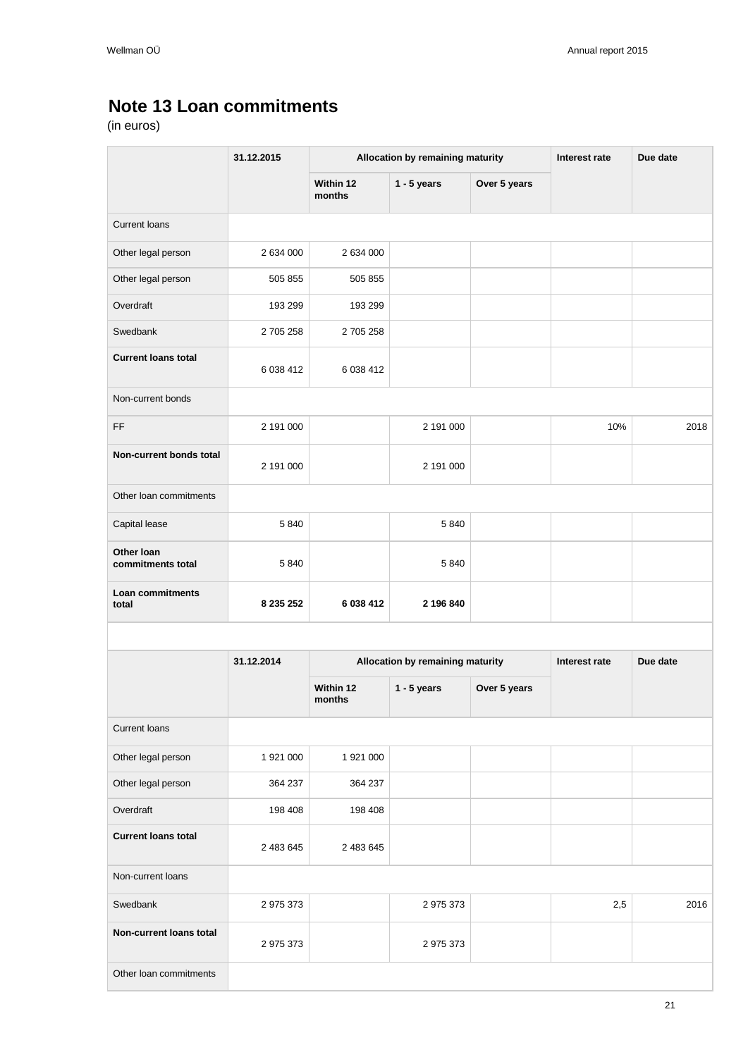## Note 13 Loan commitments

(in euros)

| | 31.12.2015 | Allocation by remaining maturity | | | Interest rate | Due date |
|---|---|---|---|---|---|---|
| | | Within 12 months | 1 - 5 years | Over 5 years | | |
| Current loans | | | | | | |
| Other legal person | 2 634 000 | 2 634 000 | | | | |
| Other legal person | 505 855 | 505 855 | | | | |
| Overdraft | 193 299 | 193 299 | | | | |
| Swedbank | 2 705 258 | 2 705 258 | | | | |
| **Current loans total** | 6 038 412 | 6 038 412 | | | | |
| Non-current bonds | | | | | | |
| FF | 2 191 000 | | 2 191 000 | | 10% | 2018 |
| **Non-current bonds total** | 2 191 000 | | 2 191 000 | | | |
| Other loan commitments | | | | | | |
| Capital lease | 5 840 | | 5 840 | | | |
| **Other loan commitments total** | 5 840 | | 5 840 | | | |
| **Loan commitments total** | **8 235 252** | **6 038 412** | **2 196 840** | | | |

| | 31.12.2014 | Allocation by remaining maturity | | | Interest rate | Due date |
|---|---|---|---|---|---|---|
| | | Within 12 months | 1 - 5 years | Over 5 years | | |
| Current loans | | | | | | |
| Other legal person | 1 921 000 | 1 921 000 | | | | |
| Other legal person | 364 237 | 364 237 | | | | |
| Overdraft | 198 408 | 198 408 | | | | |
| **Current loans total** | 2 483 645 | 2 483 645 | | | | |
| Non-current loans | | | | | | |
| Swedbank | 2 975 373 | | 2 975 373 | | 2,5 | 2016 |
| **Non-current loans total** | 2 975 373 | | 2 975 373 | | | |
| Other loan commitments | | | | | | |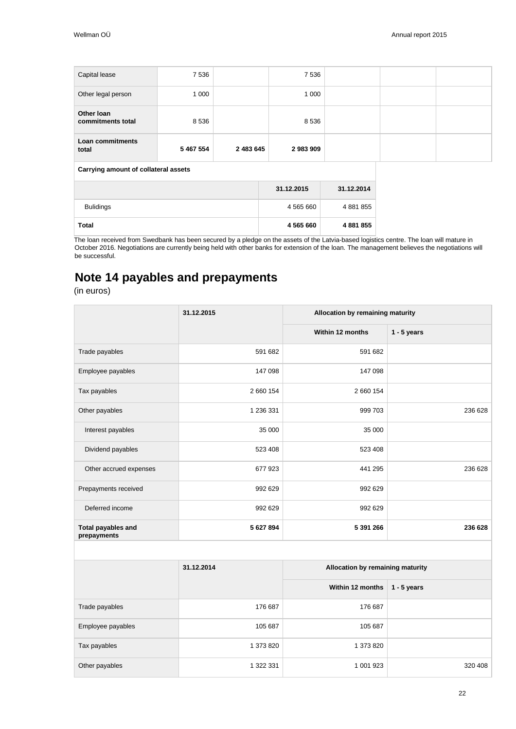| | | | | | | |
|---|---|---|---|---|---|---|
| Capital lease | 7 536 | | 7 536 | | | |
| Other legal person | 1 000 | | 1 000 | | | |
| **Other loan commitments total** | 8 536 | | 8 536 | | | |
| **Loan commitments total** | **5 467 554** | **2 483 645** | **2 983 909** | | | |

**Carrying amount of collateral assets**

| | 31.12.2015 | 31.12.2014 |
|---|---|---|
| Bulidings | 4 565 660 | 4 881 855 |
| **Total** | **4 565 660** | **4 881 855** |

The loan received from Swedbank has been secured by a pledge on the assets of the Latvia-based logistics centre. The loan will mature in October 2016. Negotiations are currently being held with other banks for extension of the loan. The management believes the negotiations will be successful.

## Note 14 payables and prepayments

(in euros)

| | 31.12.2015 | Allocation by remaining maturity | |
|---|---|---|---|
| | | Within 12 months | 1 - 5 years |
| Trade payables | 591 682 | 591 682 | |
| Employee payables | 147 098 | 147 098 | |
| Tax payables | 2 660 154 | 2 660 154 | |
| Other payables | 1 236 331 | 999 703 | 236 628 |
| Interest payables | 35 000 | 35 000 | |
| Dividend payables | 523 408 | 523 408 | |
| Other accrued expenses | 677 923 | 441 295 | 236 628 |
| Prepayments received | 992 629 | 992 629 | |
| Deferred income | 992 629 | 992 629 | |
| **Total payables and prepayments** | **5 627 894** | **5 391 266** | **236 628** |

| | 31.12.2014 | Allocation by remaining maturity | |
|---|---|---|---|
| | | Within 12 months | 1 - 5 years |
| Trade payables | 176 687 | 176 687 | |
| Employee payables | 105 687 | 105 687 | |
| Tax payables | 1 373 820 | 1 373 820 | |
| Other payables | 1 322 331 | 1 001 923 | 320 408 |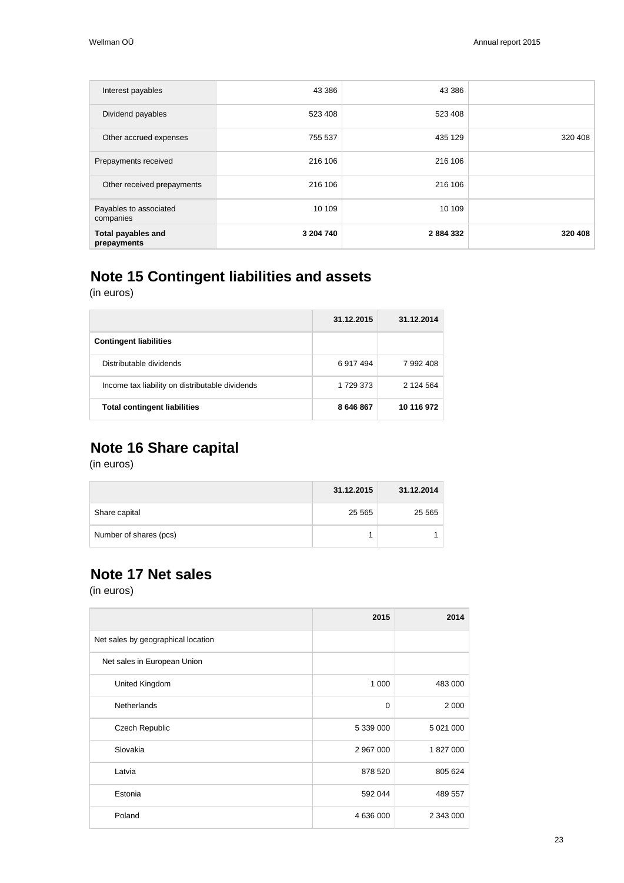| | | | |
|---|---|---|---|
| Interest payables | 43 386 | 43 386 | |
| Dividend payables | 523 408 | 523 408 | |
| Other accrued expenses | 755 537 | 435 129 | 320 408 |
| Prepayments received | 216 106 | 216 106 | |
| Other received prepayments | 216 106 | 216 106 | |
| Payables to associated companies | 10 109 | 10 109 | |
| **Total payables and prepayments** | **3 204 740** | **2 884 332** | **320 408** |

## Note 15 Contingent liabilities and assets

(in euros)

| | 31.12.2015 | 31.12.2014 |
|---|---|---|
| **Contingent liabilities** | | |
| Distributable dividends | 6 917 494 | 7 992 408 |
| Income tax liability on distributable dividends | 1 729 373 | 2 124 564 |
| **Total contingent liabilities** | **8 646 867** | **10 116 972** |

## Note 16 Share capital

(in euros)

| | 31.12.2015 | 31.12.2014 |
|---|---|---|
| Share capital | 25 565 | 25 565 |
| Number of shares (pcs) | 1 | 1 |

## Note 17 Net sales

(in euros)

| | 2015 | 2014 |
|---|---|---|
| Net sales by geographical location | | |
| Net sales in European Union | | |
| United Kingdom | 1 000 | 483 000 |
| Netherlands | 0 | 2 000 |
| Czech Republic | 5 339 000 | 5 021 000 |
| Slovakia | 2 967 000 | 1 827 000 |
| Latvia | 878 520 | 805 624 |
| Estonia | 592 044 | 489 557 |
| Poland | 4 636 000 | 2 343 000 |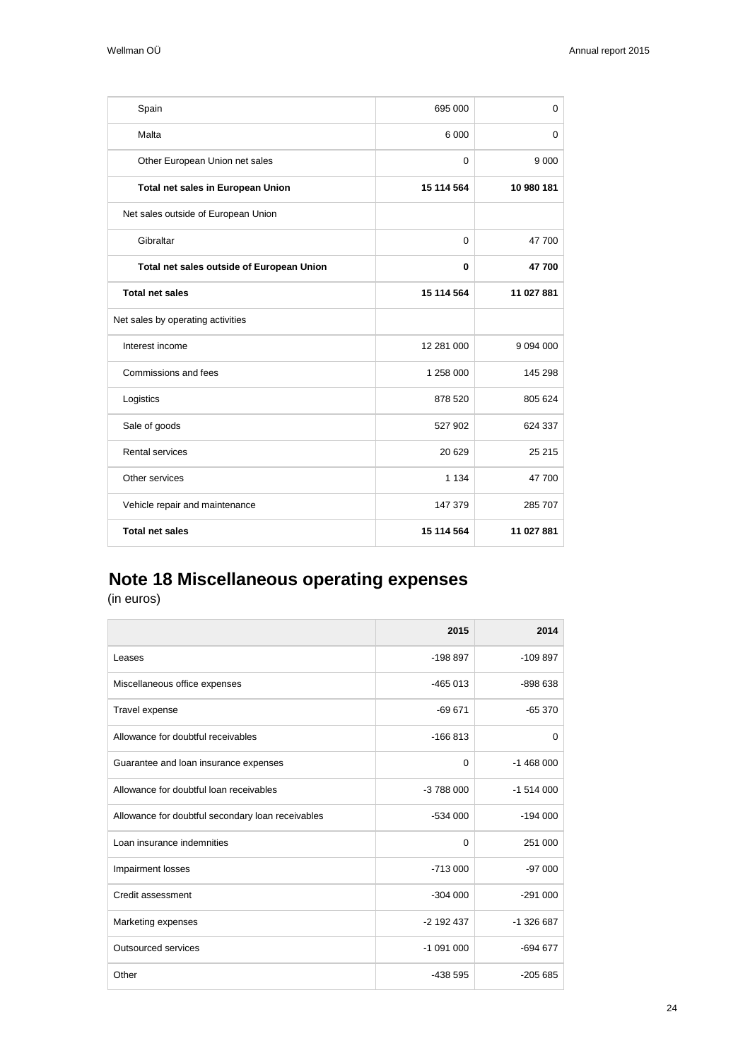| | | |
|---|---|---|
| Spain | 695 000 | 0 |
| Malta | 6 000 | 0 |
| Other European Union net sales | 0 | 9 000 |
| **Total net sales in European Union** | **15 114 564** | **10 980 181** |
| Net sales outside of European Union | | |
| Gibraltar | 0 | 47 700 |
| **Total net sales outside of European Union** | **0** | **47 700** |
| **Total net sales** | **15 114 564** | **11 027 881** |
| Net sales by operating activities | | |
| Interest income | 12 281 000 | 9 094 000 |
| Commissions and fees | 1 258 000 | 145 298 |
| Logistics | 878 520 | 805 624 |
| Sale of goods | 527 902 | 624 337 |
| Rental services | 20 629 | 25 215 |
| Other services | 1 134 | 47 700 |
| Vehicle repair and maintenance | 147 379 | 285 707 |
| **Total net sales** | **15 114 564** | **11 027 881** |

## Note 18 Miscellaneous operating expenses

(in euros)

| | 2015 | 2014 |
|---|---|---|
| Leases | -198 897 | -109 897 |
| Miscellaneous office expenses | -465 013 | -898 638 |
| Travel expense | -69 671 | -65 370 |
| Allowance for doubtful receivables | -166 813 | 0 |
| Guarantee and loan insurance expenses | 0 | -1 468 000 |
| Allowance for doubtful loan receivables | -3 788 000 | -1 514 000 |
| Allowance for doubtful secondary loan receivables | -534 000 | -194 000 |
| Loan insurance indemnities | 0 | 251 000 |
| Impairment losses | -713 000 | -97 000 |
| Credit assessment | -304 000 | -291 000 |
| Marketing expenses | -2 192 437 | -1 326 687 |
| Outsourced services | -1 091 000 | -694 677 |
| Other | -438 595 | -205 685 |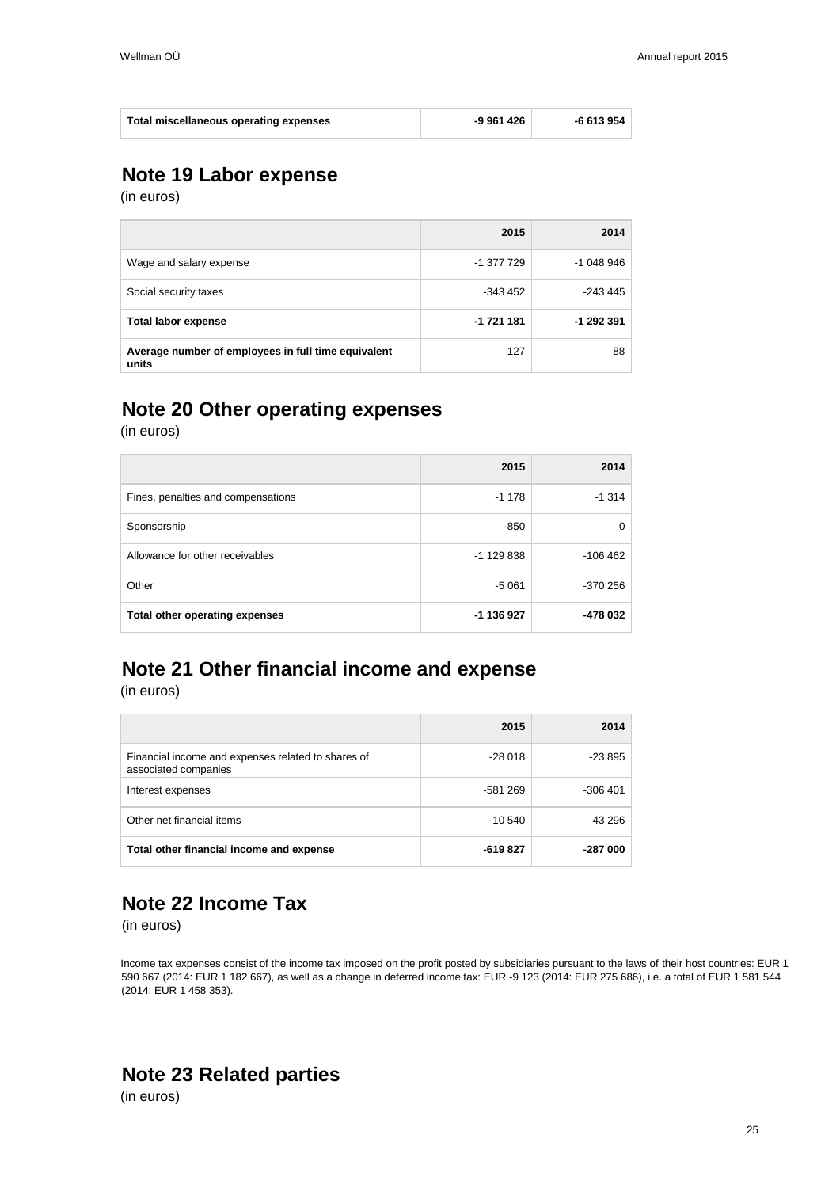| Total miscellaneous operating expenses | -9 961 426 | -6 613 954 |
|---|---|---|

## Note 19 Labor expense

(in euros)

| | 2015 | 2014 |
|---|---|---|
| Wage and salary expense | -1 377 729 | -1 048 946 |
| Social security taxes | -343 452 | -243 445 |
| **Total labor expense** | **-1 721 181** | **-1 292 391** |
| **Average number of employees in full time equivalent units** | 127 | 88 |

## Note 20 Other operating expenses

(in euros)

| | 2015 | 2014 |
|---|---|---|
| Fines, penalties and compensations | -1 178 | -1 314 |
| Sponsorship | -850 | 0 |
| Allowance for other receivables | -1 129 838 | -106 462 |
| Other | -5 061 | -370 256 |
| **Total other operating expenses** | **-1 136 927** | **-478 032** |

## Note 21 Other financial income and expense

(in euros)

| | 2015 | 2014 |
|---|---|---|
| Financial income and expenses related to shares of associated companies | -28 018 | -23 895 |
| Interest expenses | -581 269 | -306 401 |
| Other net financial items | -10 540 | 43 296 |
| **Total other financial income and expense** | **-619 827** | **-287 000** |

## Note 22 Income Tax

(in euros)

Income tax expenses consist of the income tax imposed on the profit posted by subsidiaries pursuant to the laws of their host countries: EUR 1 590 667 (2014: EUR 1 182 667), as well as a change in deferred income tax: EUR -9 123 (2014: EUR 275 686), i.e. a total of EUR 1 581 544 (2014: EUR 1 458 353).

## Note 23 Related parties

(in euros)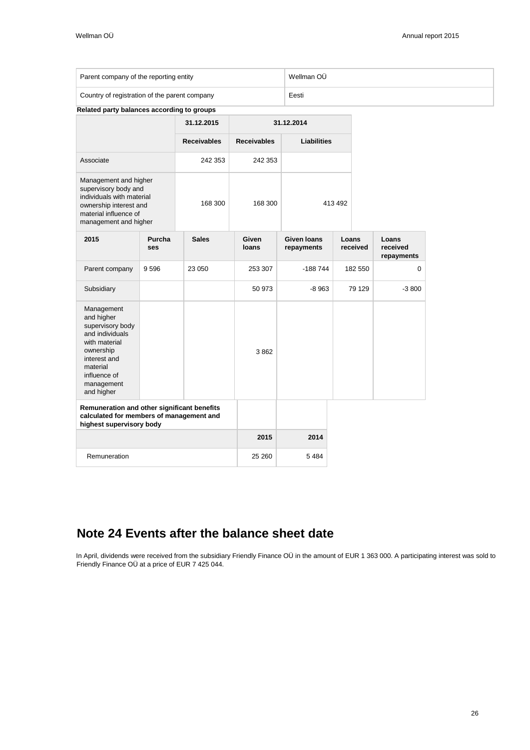| Parent company of the reporting entity | Wellman OÜ |
| --- | --- |
| Country of registration of the parent company | Eesti |

**Related party balances according to groups**

| | 31.12.2015 | 31.12.2014 | |
| --- | --- | --- | --- |
| | Receivables | Receivables | Liabilities |
| Associate | 242 353 | 242 353 | |
| Management and higher supervisory body and individuals with material ownership interest and material influence of management and higher | 168 300 | 168 300 | 413 492 |

| 2015 | Purchases | Sales | Given loans | Given loans repayments | Loans received | Loans received repayments |
| --- | --- | --- | --- | --- | --- | --- |
| Parent company | 9 596 | 23 050 | 253 307 | -188 744 | 182 550 | 0 |
| Subsidiary | | | 50 973 | -8 963 | 79 129 | -3 800 |
| Management and higher supervisory body and individuals with material ownership interest and material influence of management and higher | | | 3 862 | | | |

**Remuneration and other significant benefits calculated for members of management and highest supervisory body**

| | 2015 | 2014 |
| --- | --- | --- |
| Remuneration | 25 260 | 5 484 |

# Note 24 Events after the balance sheet date

In April, dividends were received from the subsidiary Friendly Finance OÜ in the amount of EUR 1 363 000. A participating interest was sold to Friendly Finance OÜ at a price of EUR 7 425 044.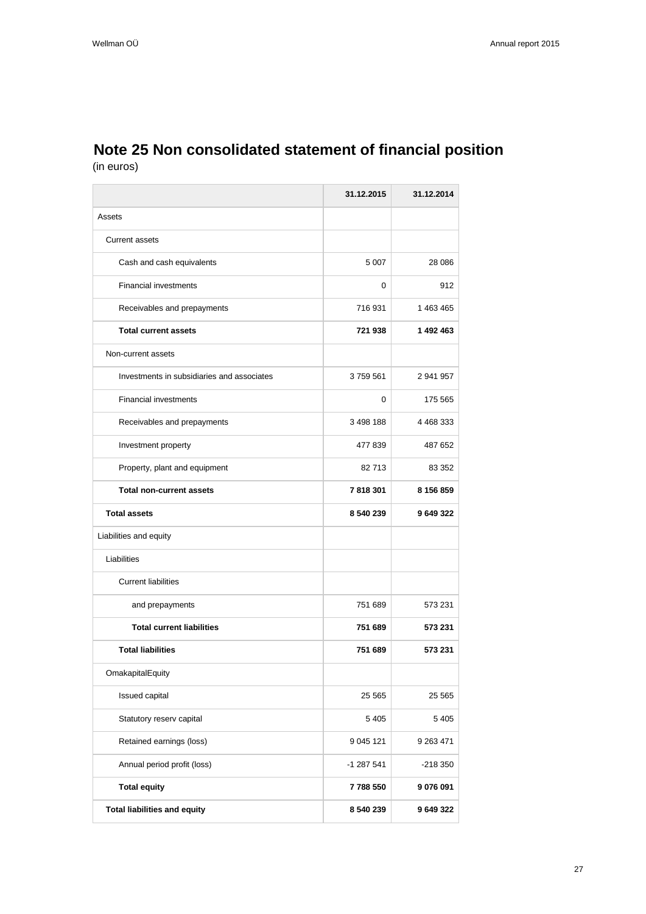## Note 25 Non consolidated statement of financial position

(in euros)

| | 31.12.2015 | 31.12.2014 |
|---|---|---|
| Assets | | |
| Current assets | | |
| Cash and cash equivalents | 5 007 | 28 086 |
| Financial investments | 0 | 912 |
| Receivables and prepayments | 716 931 | 1 463 465 |
| **Total current assets** | **721 938** | **1 492 463** |
| Non-current assets | | |
| Investments in subsidiaries and associates | 3 759 561 | 2 941 957 |
| Financial investments | 0 | 175 565 |
| Receivables and prepayments | 3 498 188 | 4 468 333 |
| Investment property | 477 839 | 487 652 |
| Property, plant and equipment | 82 713 | 83 352 |
| **Total non-current assets** | **7 818 301** | **8 156 859** |
| **Total assets** | **8 540 239** | **9 649 322** |
| Liabilities and equity | | |
| Liabilities | | |
| Current liabilities | | |
| and prepayments | 751 689 | 573 231 |
| **Total current liabilities** | **751 689** | **573 231** |
| **Total liabilities** | **751 689** | **573 231** |
| OmakapitalEquity | | |
| Issued capital | 25 565 | 25 565 |
| Statutory reserv capital | 5 405 | 5 405 |
| Retained earnings (loss) | 9 045 121 | 9 263 471 |
| Annual period profit (loss) | -1 287 541 | -218 350 |
| **Total equity** | **7 788 550** | **9 076 091** |
| **Total liabilities and equity** | **8 540 239** | **9 649 322** |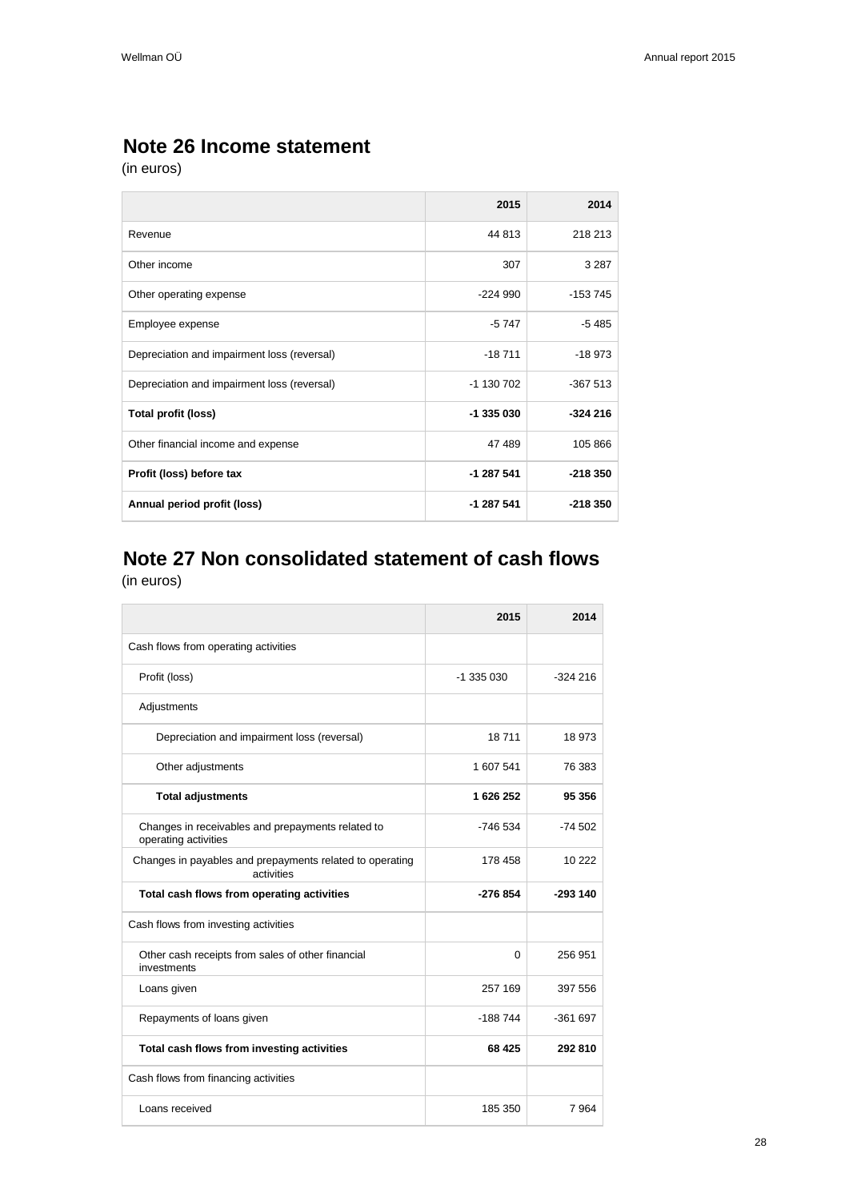## Note 26 Income statement

(in euros)

| | 2015 | 2014 |
|---|---|---|
| Revenue | 44 813 | 218 213 |
| Other income | 307 | 3 287 |
| Other operating expense | -224 990 | -153 745 |
| Employee expense | -5 747 | -5 485 |
| Depreciation and impairment loss (reversal) | -18 711 | -18 973 |
| Depreciation and impairment loss (reversal) | -1 130 702 | -367 513 |
| **Total profit (loss)** | **-1 335 030** | **-324 216** |
| Other financial income and expense | 47 489 | 105 866 |
| **Profit (loss) before tax** | **-1 287 541** | **-218 350** |
| **Annual period profit (loss)** | **-1 287 541** | **-218 350** |

## Note 27 Non consolidated statement of cash flows

(in euros)

| | 2015 | 2014 |
|---|---|---|
| Cash flows from operating activities | | |
| Profit (loss) | -1 335 030 | -324 216 |
| Adjustments | | |
| Depreciation and impairment loss (reversal) | 18 711 | 18 973 |
| Other adjustments | 1 607 541 | 76 383 |
| **Total adjustments** | **1 626 252** | **95 356** |
| Changes in receivables and prepayments related to operating activities | -746 534 | -74 502 |
| Changes in payables and prepayments related to operating activities | 178 458 | 10 222 |
| **Total cash flows from operating activities** | **-276 854** | **-293 140** |
| Cash flows from investing activities | | |
| Other cash receipts from sales of other financial investments | 0 | 256 951 |
| Loans given | 257 169 | 397 556 |
| Repayments of loans given | -188 744 | -361 697 |
| **Total cash flows from investing activities** | **68 425** | **292 810** |
| Cash flows from financing activities | | |
| Loans received | 185 350 | 7 964 |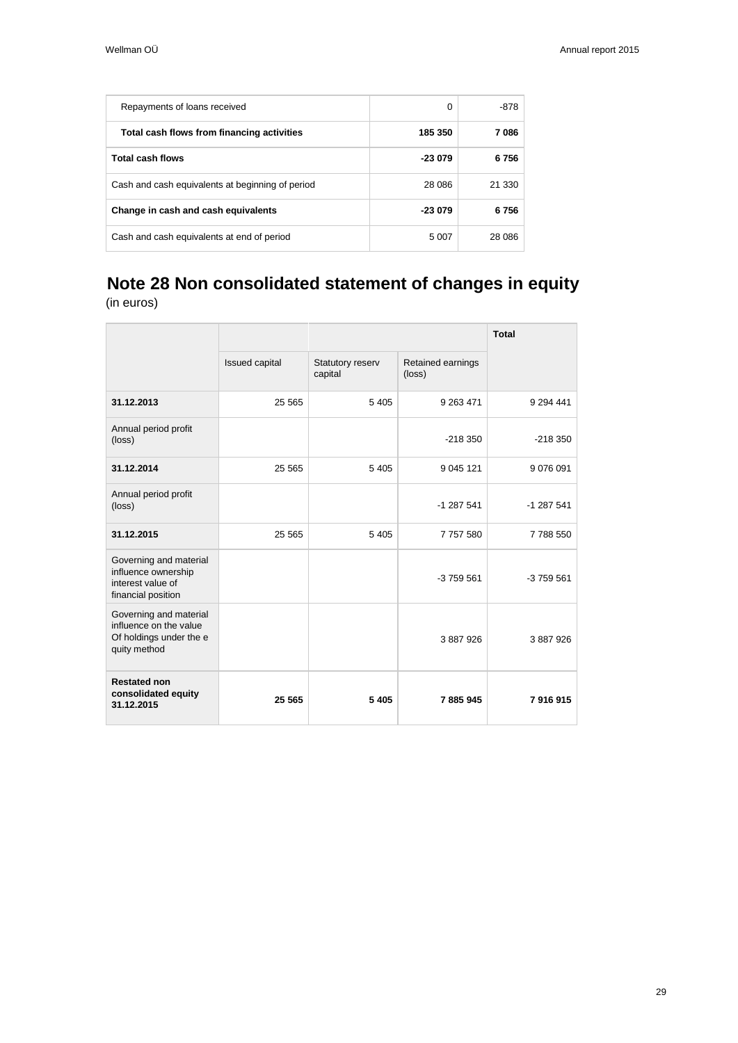| | | |
|---|---|---|
| Repayments of loans received | 0 | -878 |
| **Total cash flows from financing activities** | **185 350** | **7 086** |
| **Total cash flows** | **-23 079** | **6 756** |
| Cash and cash equivalents at beginning of period | 28 086 | 21 330 |
| **Change in cash and cash equivalents** | **-23 079** | **6 756** |
| Cash and cash equivalents at end of period | 5 007 | 28 086 |

## Note 28 Non consolidated statement of changes in equity

(in euros)

| | Issued capital | Statutory reserv capital | Retained earnings (loss) | Total |
|---|---|---|---|---|
| **31.12.2013** | 25 565 | 5 405 | 9 263 471 | 9 294 441 |
| Annual period profit (loss) | | | -218 350 | -218 350 |
| **31.12.2014** | 25 565 | 5 405 | 9 045 121 | 9 076 091 |
| Annual period profit (loss) | | | -1 287 541 | -1 287 541 |
| **31.12.2015** | 25 565 | 5 405 | 7 757 580 | 7 788 550 |
| Governing and material influence ownership interest value of financial position | | | -3 759 561 | -3 759 561 |
| Governing and material influence on the value Of holdings under the e quity method | | | 3 887 926 | 3 887 926 |
| **Restated non consolidated equity 31.12.2015** | **25 565** | **5 405** | **7 885 945** | **7 916 915** |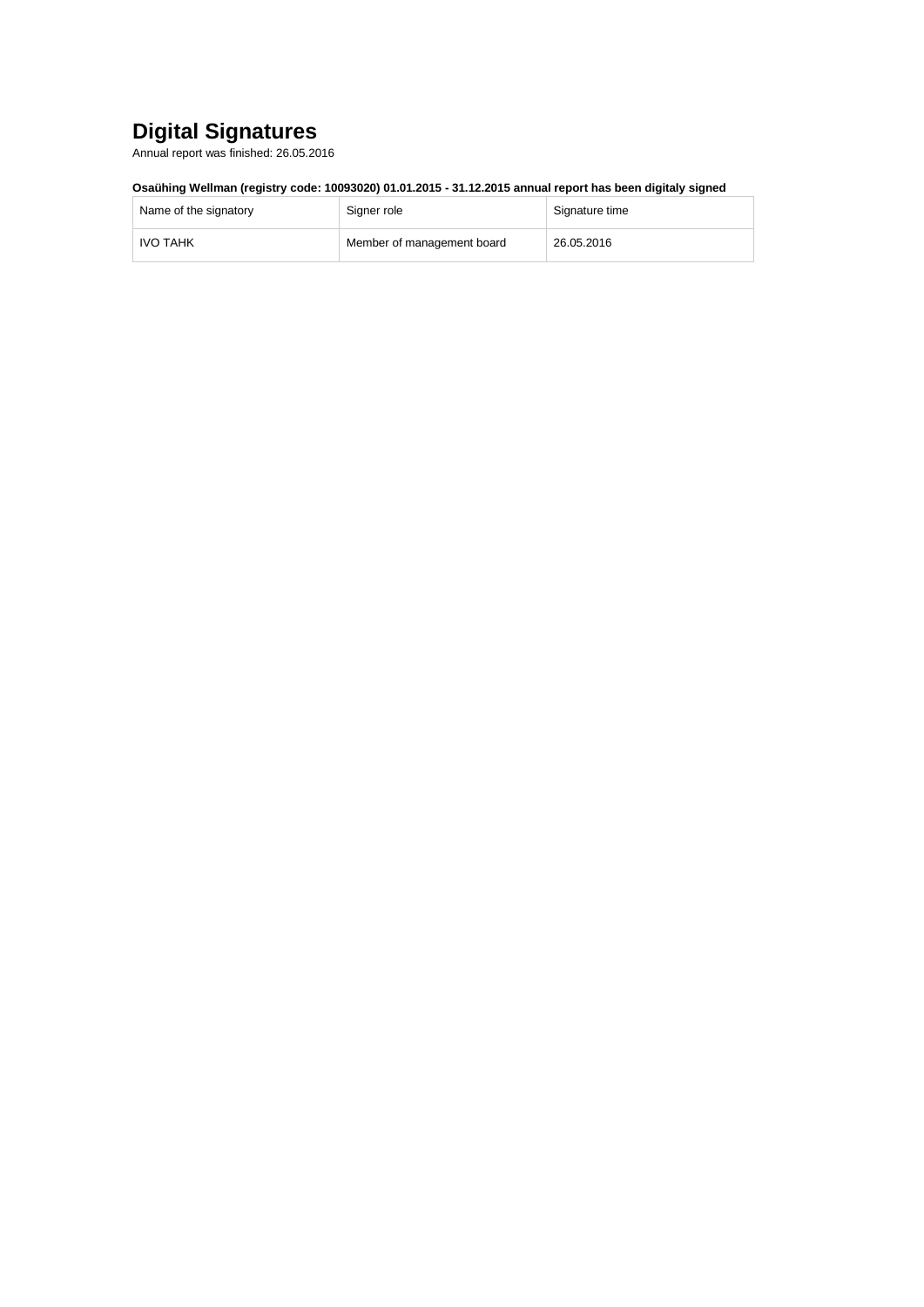# Digital Signatures

Annual report was finished: 26.05.2016

**Osaühing Wellman (registry code: 10093020) 01.01.2015 - 31.12.2015 annual report has been digitaly signed**

| Name of the signatory | Signer role | Signature time |
| --- | --- | --- |
| IVO TAHK | Member of management board | 26.05.2016 |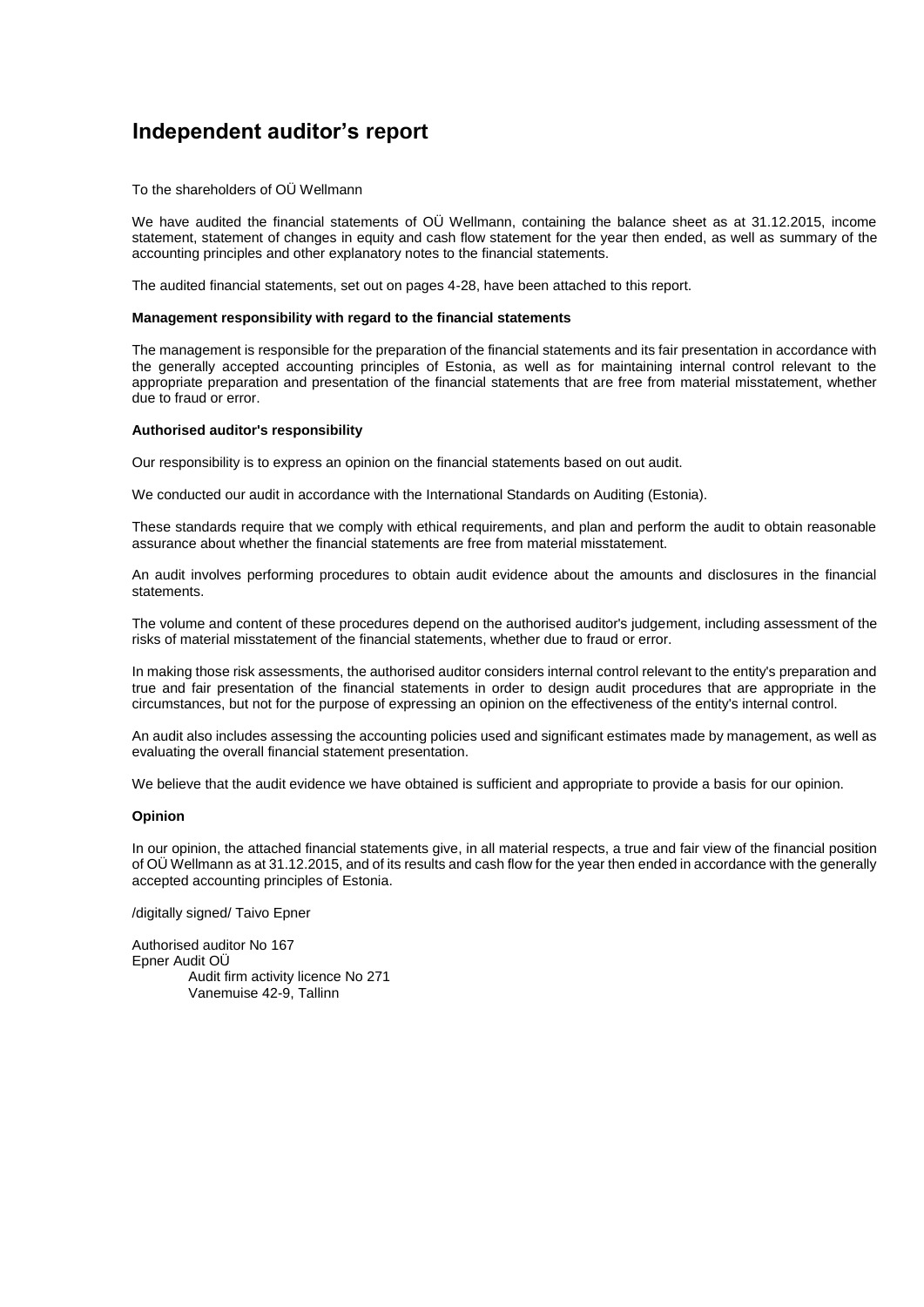# Independent auditor's report

To the shareholders of OÜ Wellmann

We have audited the financial statements of OÜ Wellmann, containing the balance sheet as at 31.12.2015, income statement, statement of changes in equity and cash flow statement for the year then ended, as well as summary of the accounting principles and other explanatory notes to the financial statements.

The audited financial statements, set out on pages 4-28, have been attached to this report.

**Management responsibility with regard to the financial statements**

The management is responsible for the preparation of the financial statements and its fair presentation in accordance with the generally accepted accounting principles of Estonia, as well as for maintaining internal control relevant to the appropriate preparation and presentation of the financial statements that are free from material misstatement, whether due to fraud or error.

**Authorised auditor's responsibility**

Our responsibility is to express an opinion on the financial statements based on out audit.

We conducted our audit in accordance with the International Standards on Auditing (Estonia).

These standards require that we comply with ethical requirements, and plan and perform the audit to obtain reasonable assurance about whether the financial statements are free from material misstatement.

An audit involves performing procedures to obtain audit evidence about the amounts and disclosures in the financial statements.

The volume and content of these procedures depend on the authorised auditor's judgement, including assessment of the risks of material misstatement of the financial statements, whether due to fraud or error.

In making those risk assessments, the authorised auditor considers internal control relevant to the entity's preparation and true and fair presentation of the financial statements in order to design audit procedures that are appropriate in the circumstances, but not for the purpose of expressing an opinion on the effectiveness of the entity's internal control.

An audit also includes assessing the accounting policies used and significant estimates made by management, as well as evaluating the overall financial statement presentation.

We believe that the audit evidence we have obtained is sufficient and appropriate to provide a basis for our opinion.

**Opinion**

In our opinion, the attached financial statements give, in all material respects, a true and fair view of the financial position of OÜ Wellmann as at 31.12.2015, and of its results and cash flow for the year then ended in accordance with the generally accepted accounting principles of Estonia.

/digitally signed/ Taivo Epner

Authorised auditor No 167
Epner Audit OÜ
Audit firm activity licence No 271
Vanemuise 42-9, Tallinn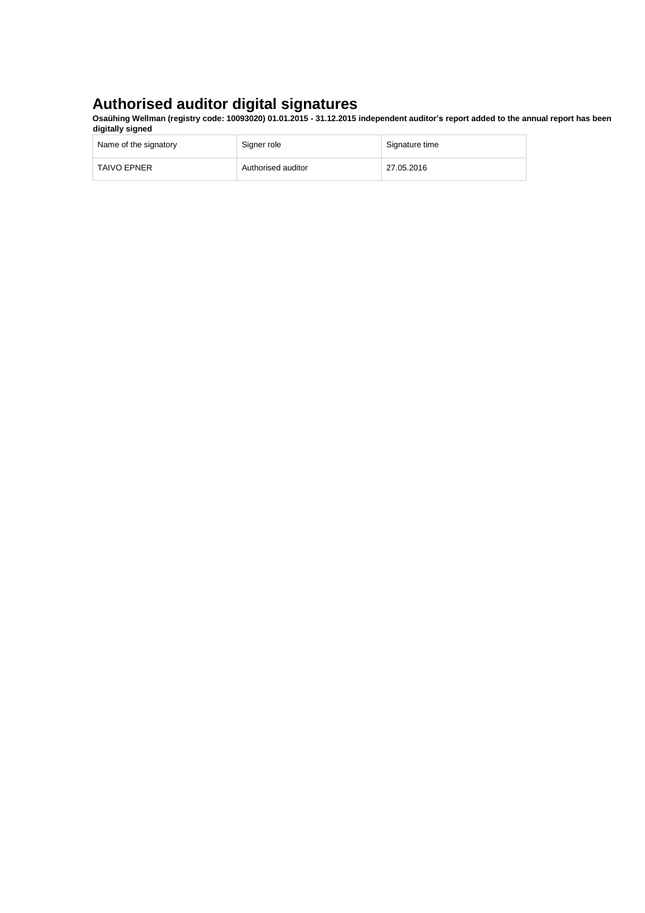# Authorised auditor digital signatures

**Osaühing Wellman (registry code: 10093020) 01.01.2015 - 31.12.2015 independent auditor's report added to the annual report has been digitally signed**

| Name of the signatory | Signer role | Signature time |
|---|---|---|
| TAIVO EPNER | Authorised auditor | 27.05.2016 |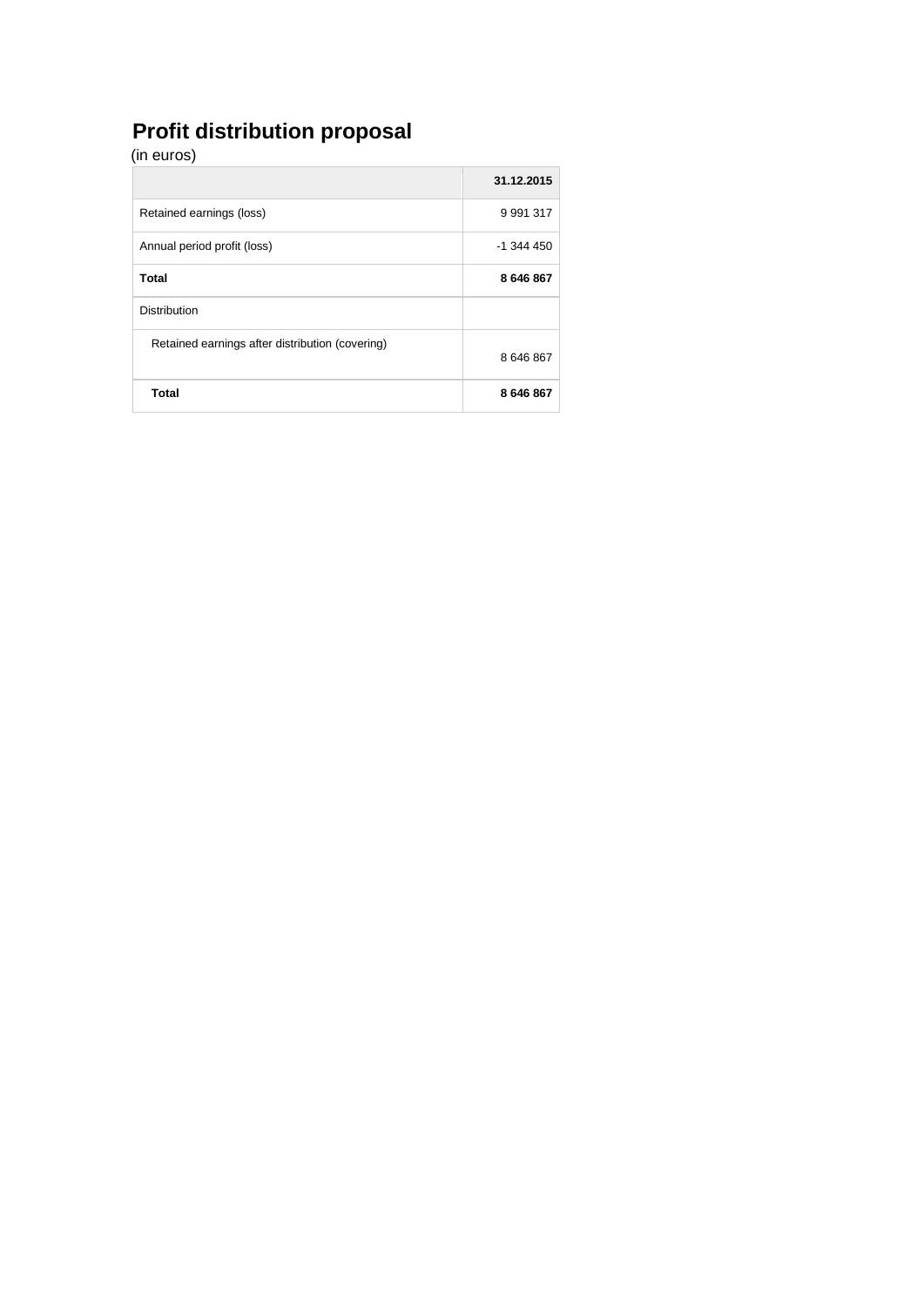# Profit distribution proposal

(in euros)

| | 31.12.2015 |
|---|---|
| Retained earnings (loss) | 9 991 317 |
| Annual period profit (loss) | -1 344 450 |
| **Total** | **8 646 867** |
| Distribution | |
| Retained earnings after distribution (covering) | 8 646 867 |
| **Total** | **8 646 867** |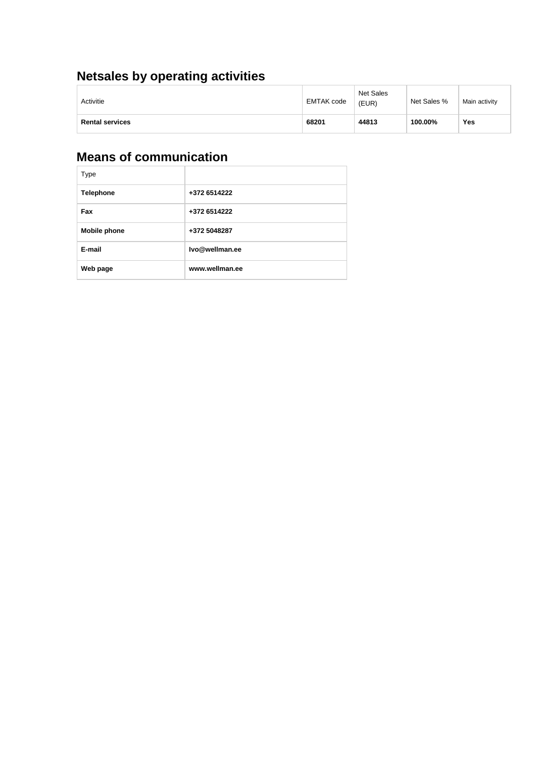## Netsales by operating activities

| Activitie | EMTAK code | Net Sales (EUR) | Net Sales % | Main activity |
|---|---|---|---|---|
| **Rental services** | **68201** | **44813** | **100.00%** | **Yes** |

## Means of communication

| Type | |
|---|---|
| **Telephone** | **+372 6514222** |
| **Fax** | **+372 6514222** |
| **Mobile phone** | **+372 5048287** |
| **E-mail** | **Ivo@wellman.ee** |
| **Web page** | **www.wellman.ee** |